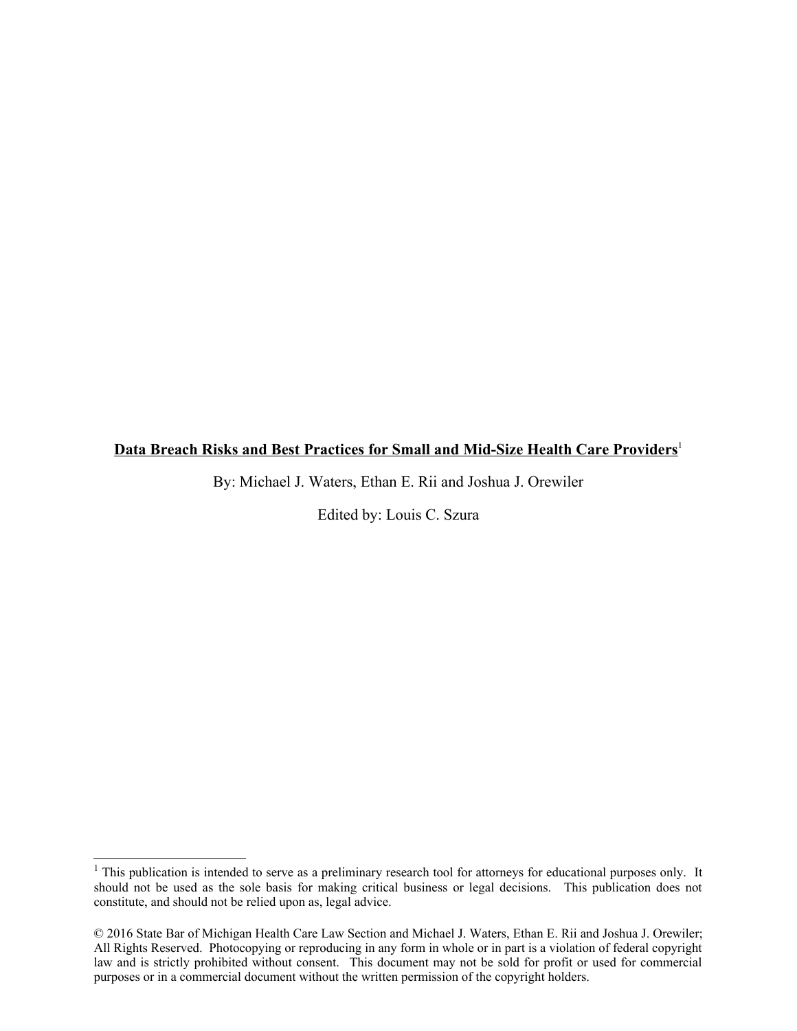# **Data Breach Risks and Best Practices for Small and Mid-Size Health Care Providers**[1]

By: Michael J. Waters, Ethan E. Rii and Joshua J. Orewiler

Edited by: Louis C. Szura

[1] This publication is intended to serve as a preliminary research tool for attorneys for educational purposes only. It should not be used as the sole basis for making critical business or legal decisions. This publication does not constitute, and should not be relied upon as, legal advice.

© 2016 State Bar of Michigan Health Care Law Section and Michael J. Waters, Ethan E. Rii and Joshua J. Orewiler; All Rights Reserved. Photocopying or reproducing in any form in whole or in part is a violation of federal copyright law and is strictly prohibited without consent. This document may not be sold for profit or used for commercial purposes or in a commercial document without the written permission of the copyright holders.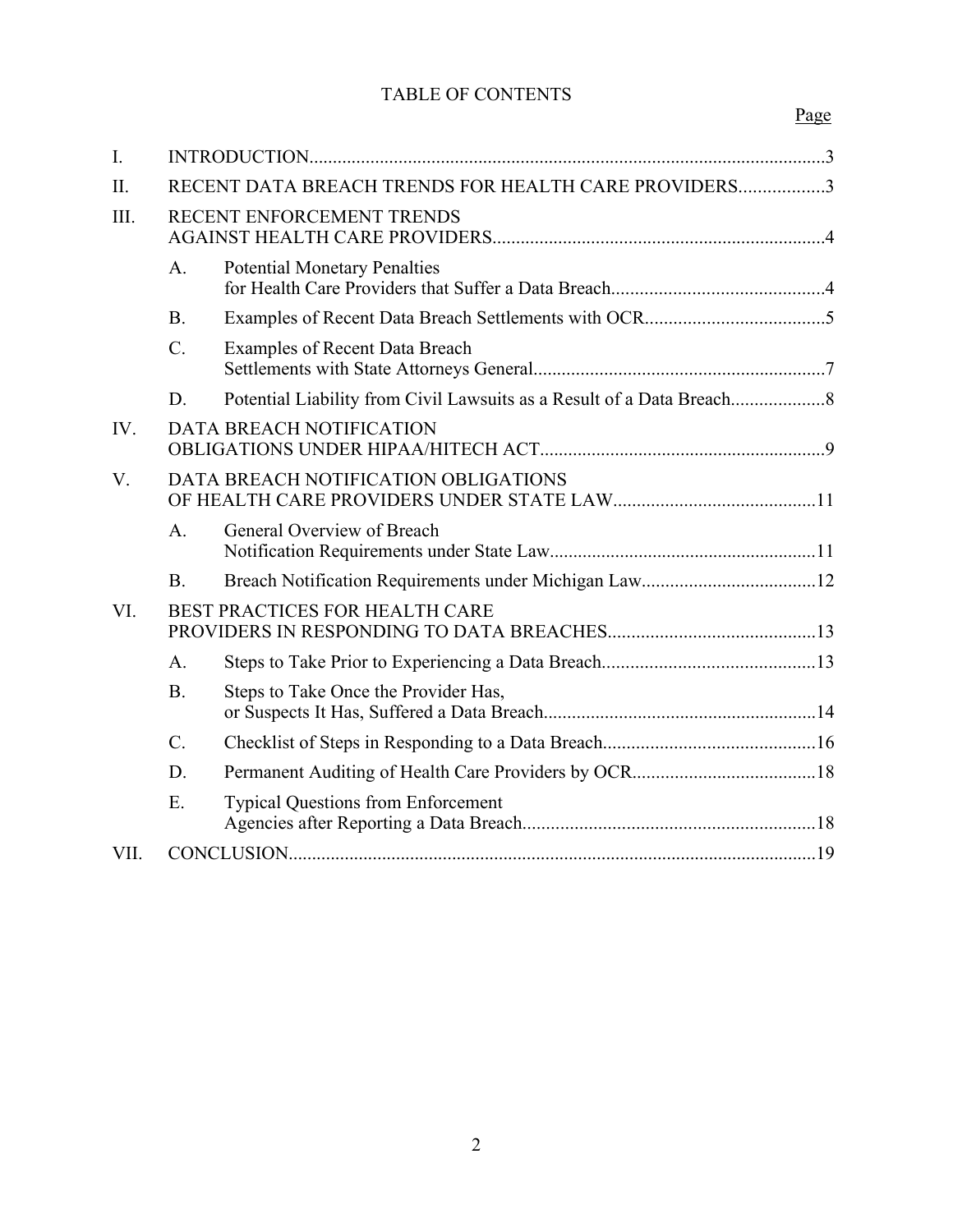# TABLE OF CONTENTS

| | | Page |
|---|---|---|
| I. | INTRODUCTION | 3 |
| II. | RECENT DATA BREACH TRENDS FOR HEALTH CARE PROVIDERS | 3 |
| III. | RECENT ENFORCEMENT TRENDS AGAINST HEALTH CARE PROVIDERS | 4 |
| | A. Potential Monetary Penalties for Health Care Providers that Suffer a Data Breach | 4 |
| | B. Examples of Recent Data Breach Settlements with OCR | 5 |
| | C. Examples of Recent Data Breach Settlements with State Attorneys General | 7 |
| | D. Potential Liability from Civil Lawsuits as a Result of a Data Breach | 8 |
| IV. | DATA BREACH NOTIFICATION OBLIGATIONS UNDER HIPAA/HITECH ACT | 9 |
| V. | DATA BREACH NOTIFICATION OBLIGATIONS OF HEALTH CARE PROVIDERS UNDER STATE LAW | 11 |
| | A. General Overview of Breach Notification Requirements under State Law | 11 |
| | B. Breach Notification Requirements under Michigan Law | 12 |
| VI. | BEST PRACTICES FOR HEALTH CARE PROVIDERS IN RESPONDING TO DATA BREACHES | 13 |
| | A. Steps to Take Prior to Experiencing a Data Breach | 13 |
| | B. Steps to Take Once the Provider Has, or Suspects It Has, Suffered a Data Breach | 14 |
| | C. Checklist of Steps in Responding to a Data Breach | 16 |
| | D. Permanent Auditing of Health Care Providers by OCR | 18 |
| | E. Typical Questions from Enforcement Agencies after Reporting a Data Breach | 18 |
| VII. | CONCLUSION | 19 |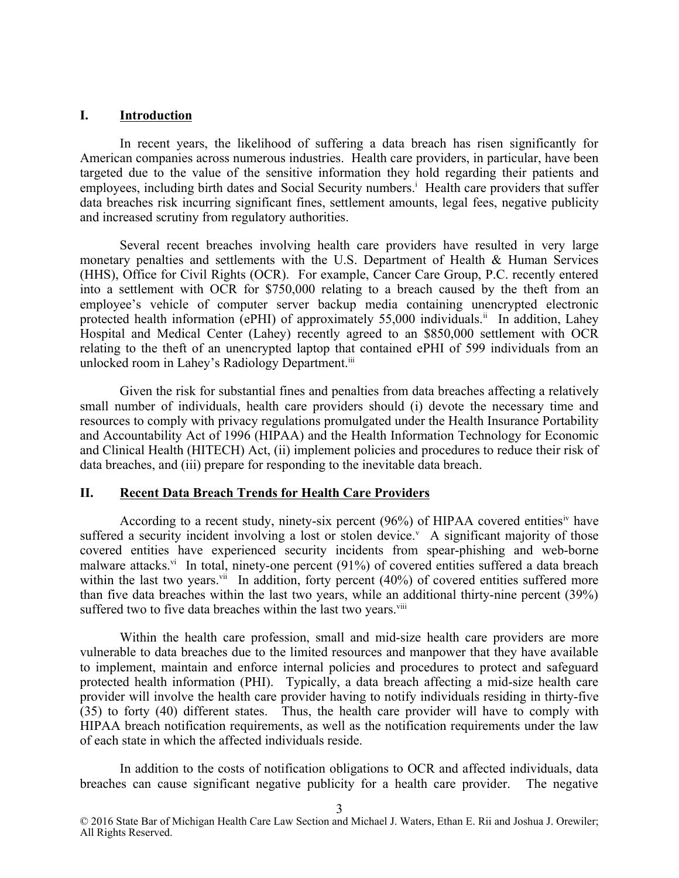## I. Introduction

In recent years, the likelihood of suffering a data breach has risen significantly for American companies across numerous industries. Health care providers, in particular, have been targeted due to the value of the sensitive information they hold regarding their patients and employees, including birth dates and Social Security numbers.[i] Health care providers that suffer data breaches risk incurring significant fines, settlement amounts, legal fees, negative publicity and increased scrutiny from regulatory authorities.

Several recent breaches involving health care providers have resulted in very large monetary penalties and settlements with the U.S. Department of Health & Human Services (HHS), Office for Civil Rights (OCR). For example, Cancer Care Group, P.C. recently entered into a settlement with OCR for $750,000 relating to a breach caused by the theft from an employee's vehicle of computer server backup media containing unencrypted electronic protected health information (ePHI) of approximately 55,000 individuals.[ii] In addition, Lahey Hospital and Medical Center (Lahey) recently agreed to an $850,000 settlement with OCR relating to the theft of an unencrypted laptop that contained ePHI of 599 individuals from an unlocked room in Lahey's Radiology Department.[iii]

Given the risk for substantial fines and penalties from data breaches affecting a relatively small number of individuals, health care providers should (i) devote the necessary time and resources to comply with privacy regulations promulgated under the Health Insurance Portability and Accountability Act of 1996 (HIPAA) and the Health Information Technology for Economic and Clinical Health (HITECH) Act, (ii) implement policies and procedures to reduce their risk of data breaches, and (iii) prepare for responding to the inevitable data breach.

## II. Recent Data Breach Trends for Health Care Providers

According to a recent study, ninety-six percent (96%) of HIPAA covered entities[iv] have suffered a security incident involving a lost or stolen device.[v] A significant majority of those covered entities have experienced security incidents from spear-phishing and web-borne malware attacks.[vi] In total, ninety-one percent (91%) of covered entities suffered a data breach within the last two years.[vii] In addition, forty percent (40%) of covered entities suffered more than five data breaches within the last two years, while an additional thirty-nine percent (39%) suffered two to five data breaches within the last two years.[viii]

Within the health care profession, small and mid-size health care providers are more vulnerable to data breaches due to the limited resources and manpower that they have available to implement, maintain and enforce internal policies and procedures to protect and safeguard protected health information (PHI). Typically, a data breach affecting a mid-size health care provider will involve the health care provider having to notify individuals residing in thirty-five (35) to forty (40) different states. Thus, the health care provider will have to comply with HIPAA breach notification requirements, as well as the notification requirements under the law of each state in which the affected individuals reside.

In addition to the costs of notification obligations to OCR and affected individuals, data breaches can cause significant negative publicity for a health care provider. The negative

© 2016 State Bar of Michigan Health Care Law Section and Michael J. Waters, Ethan E. Rii and Joshua J. Orewiler; All Rights Reserved.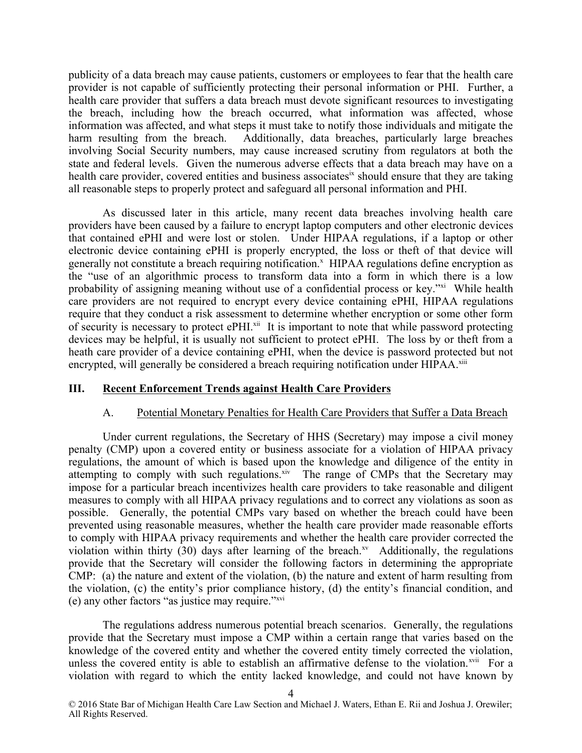publicity of a data breach may cause patients, customers or employees to fear that the health care provider is not capable of sufficiently protecting their personal information or PHI. Further, a health care provider that suffers a data breach must devote significant resources to investigating the breach, including how the breach occurred, what information was affected, whose information was affected, and what steps it must take to notify those individuals and mitigate the harm resulting from the breach. Additionally, data breaches, particularly large breaches involving Social Security numbers, may cause increased scrutiny from regulators at both the state and federal levels. Given the numerous adverse effects that a data breach may have on a health care provider, covered entities and business associates[ix] should ensure that they are taking all reasonable steps to properly protect and safeguard all personal information and PHI.

As discussed later in this article, many recent data breaches involving health care providers have been caused by a failure to encrypt laptop computers and other electronic devices that contained ePHI and were lost or stolen. Under HIPAA regulations, if a laptop or other electronic device containing ePHI is properly encrypted, the loss or theft of that device will generally not constitute a breach requiring notification.[x] HIPAA regulations define encryption as the "use of an algorithmic process to transform data into a form in which there is a low probability of assigning meaning without use of a confidential process or key."[xi] While health care providers are not required to encrypt every device containing ePHI, HIPAA regulations require that they conduct a risk assessment to determine whether encryption or some other form of security is necessary to protect ePHI.[xii] It is important to note that while password protecting devices may be helpful, it is usually not sufficient to protect ePHI. The loss by or theft from a heath care provider of a device containing ePHI, when the device is password protected but not encrypted, will generally be considered a breach requiring notification under HIPAA.[xiii]

## III. Recent Enforcement Trends against Health Care Providers

### A. Potential Monetary Penalties for Health Care Providers that Suffer a Data Breach

Under current regulations, the Secretary of HHS (Secretary) may impose a civil money penalty (CMP) upon a covered entity or business associate for a violation of HIPAA privacy regulations, the amount of which is based upon the knowledge and diligence of the entity in attempting to comply with such regulations.[xiv] The range of CMPs that the Secretary may impose for a particular breach incentivizes health care providers to take reasonable and diligent measures to comply with all HIPAA privacy regulations and to correct any violations as soon as possible. Generally, the potential CMPs vary based on whether the breach could have been prevented using reasonable measures, whether the health care provider made reasonable efforts to comply with HIPAA privacy requirements and whether the health care provider corrected the violation within thirty (30) days after learning of the breach.[xv] Additionally, the regulations provide that the Secretary will consider the following factors in determining the appropriate CMP: (a) the nature and extent of the violation, (b) the nature and extent of harm resulting from the violation, (c) the entity's prior compliance history, (d) the entity's financial condition, and (e) any other factors "as justice may require."[xvi]

The regulations address numerous potential breach scenarios. Generally, the regulations provide that the Secretary must impose a CMP within a certain range that varies based on the knowledge of the covered entity and whether the covered entity timely corrected the violation, unless the covered entity is able to establish an affirmative defense to the violation.[xvii] For a violation with regard to which the entity lacked knowledge, and could not have known by

© 2016 State Bar of Michigan Health Care Law Section and Michael J. Waters, Ethan E. Rii and Joshua J. Orewiler; All Rights Reserved.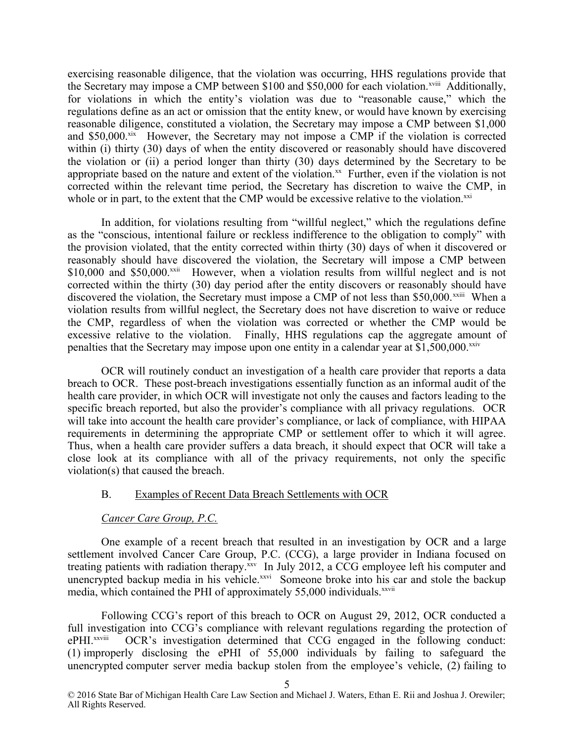exercising reasonable diligence, that the violation was occurring, HHS regulations provide that the Secretary may impose a CMP between $100 and $50,000 for each violation.[xviii] Additionally, for violations in which the entity's violation was due to "reasonable cause," which the regulations define as an act or omission that the entity knew, or would have known by exercising reasonable diligence, constituted a violation, the Secretary may impose a CMP between $1,000 and $50,000.[xix] However, the Secretary may not impose a CMP if the violation is corrected within (i) thirty (30) days of when the entity discovered or reasonably should have discovered the violation or (ii) a period longer than thirty (30) days determined by the Secretary to be appropriate based on the nature and extent of the violation.[xx] Further, even if the violation is not corrected within the relevant time period, the Secretary has discretion to waive the CMP, in whole or in part, to the extent that the CMP would be excessive relative to the violation.[xxi]

In addition, for violations resulting from "willful neglect," which the regulations define as the "conscious, intentional failure or reckless indifference to the obligation to comply" with the provision violated, that the entity corrected within thirty (30) days of when it discovered or reasonably should have discovered the violation, the Secretary will impose a CMP between $10,000 and $50,000.[xxii] However, when a violation results from willful neglect and is not corrected within the thirty (30) day period after the entity discovers or reasonably should have discovered the violation, the Secretary must impose a CMP of not less than $50,000.[xxiii] When a violation results from willful neglect, the Secretary does not have discretion to waive or reduce the CMP, regardless of when the violation was corrected or whether the CMP would be excessive relative to the violation. Finally, HHS regulations cap the aggregate amount of penalties that the Secretary may impose upon one entity in a calendar year at $1,500,000.[xxiv]

OCR will routinely conduct an investigation of a health care provider that reports a data breach to OCR. These post-breach investigations essentially function as an informal audit of the health care provider, in which OCR will investigate not only the causes and factors leading to the specific breach reported, but also the provider's compliance with all privacy regulations. OCR will take into account the health care provider's compliance, or lack of compliance, with HIPAA requirements in determining the appropriate CMP or settlement offer to which it will agree. Thus, when a health care provider suffers a data breach, it should expect that OCR will take a close look at its compliance with all of the privacy requirements, not only the specific violation(s) that caused the breach.

### B. Examples of Recent Data Breach Settlements with OCR

*Cancer Care Group, P.C.*

One example of a recent breach that resulted in an investigation by OCR and a large settlement involved Cancer Care Group, P.C. (CCG), a large provider in Indiana focused on treating patients with radiation therapy.[xxv] In July 2012, a CCG employee left his computer and unencrypted backup media in his vehicle.[xxvi] Someone broke into his car and stole the backup media, which contained the PHI of approximately 55,000 individuals.[xxvii]

Following CCG's report of this breach to OCR on August 29, 2012, OCR conducted a full investigation into CCG's compliance with relevant regulations regarding the protection of ePHI.[xxviii] OCR's investigation determined that CCG engaged in the following conduct: (1) improperly disclosing the ePHI of 55,000 individuals by failing to safeguard the unencrypted computer server media backup stolen from the employee's vehicle, (2) failing to

© 2016 State Bar of Michigan Health Care Law Section and Michael J. Waters, Ethan E. Rii and Joshua J. Orewiler; All Rights Reserved.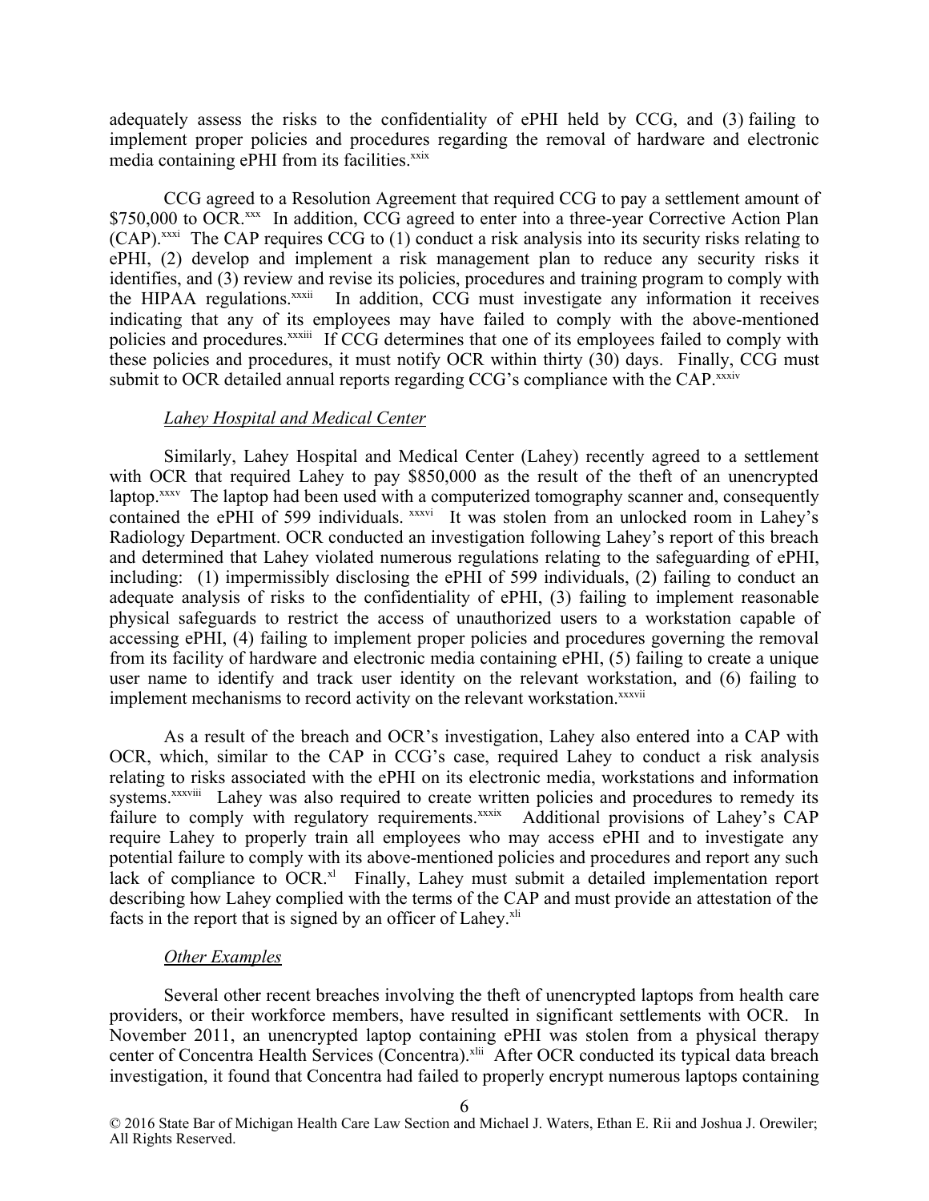adequately assess the risks to the confidentiality of ePHI held by CCG, and (3) failing to implement proper policies and procedures regarding the removal of hardware and electronic media containing ePHI from its facilities.[xxix]

CCG agreed to a Resolution Agreement that required CCG to pay a settlement amount of $750,000 to OCR.[xxx] In addition, CCG agreed to enter into a three-year Corrective Action Plan (CAP).[xxxi] The CAP requires CCG to (1) conduct a risk analysis into its security risks relating to ePHI, (2) develop and implement a risk management plan to reduce any security risks it identifies, and (3) review and revise its policies, procedures and training program to comply with the HIPAA regulations.[xxxii] In addition, CCG must investigate any information it receives indicating that any of its employees may have failed to comply with the above-mentioned policies and procedures.[xxxiii] If CCG determines that one of its employees failed to comply with these policies and procedures, it must notify OCR within thirty (30) days. Finally, CCG must submit to OCR detailed annual reports regarding CCG's compliance with the CAP.[xxxiv]

*Lahey Hospital and Medical Center*

Similarly, Lahey Hospital and Medical Center (Lahey) recently agreed to a settlement with OCR that required Lahey to pay $850,000 as the result of the theft of an unencrypted laptop.[xxxv] The laptop had been used with a computerized tomography scanner and, consequently contained the ePHI of 599 individuals. [xxxvi] It was stolen from an unlocked room in Lahey's Radiology Department. OCR conducted an investigation following Lahey's report of this breach and determined that Lahey violated numerous regulations relating to the safeguarding of ePHI, including: (1) impermissibly disclosing the ePHI of 599 individuals, (2) failing to conduct an adequate analysis of risks to the confidentiality of ePHI, (3) failing to implement reasonable physical safeguards to restrict the access of unauthorized users to a workstation capable of accessing ePHI, (4) failing to implement proper policies and procedures governing the removal from its facility of hardware and electronic media containing ePHI, (5) failing to create a unique user name to identify and track user identity on the relevant workstation, and (6) failing to implement mechanisms to record activity on the relevant workstation.[xxxvii]

As a result of the breach and OCR's investigation, Lahey also entered into a CAP with OCR, which, similar to the CAP in CCG's case, required Lahey to conduct a risk analysis relating to risks associated with the ePHI on its electronic media, workstations and information systems.[xxxviii] Lahey was also required to create written policies and procedures to remedy its failure to comply with regulatory requirements.[xxxix] Additional provisions of Lahey's CAP require Lahey to properly train all employees who may access ePHI and to investigate any potential failure to comply with its above-mentioned policies and procedures and report any such lack of compliance to OCR.[xl] Finally, Lahey must submit a detailed implementation report describing how Lahey complied with the terms of the CAP and must provide an attestation of the facts in the report that is signed by an officer of Lahey.[xli]

*Other Examples*

Several other recent breaches involving the theft of unencrypted laptops from health care providers, or their workforce members, have resulted in significant settlements with OCR. In November 2011, an unencrypted laptop containing ePHI was stolen from a physical therapy center of Concentra Health Services (Concentra).[xlii] After OCR conducted its typical data breach investigation, it found that Concentra had failed to properly encrypt numerous laptops containing

© 2016 State Bar of Michigan Health Care Law Section and Michael J. Waters, Ethan E. Rii and Joshua J. Orewiler; All Rights Reserved.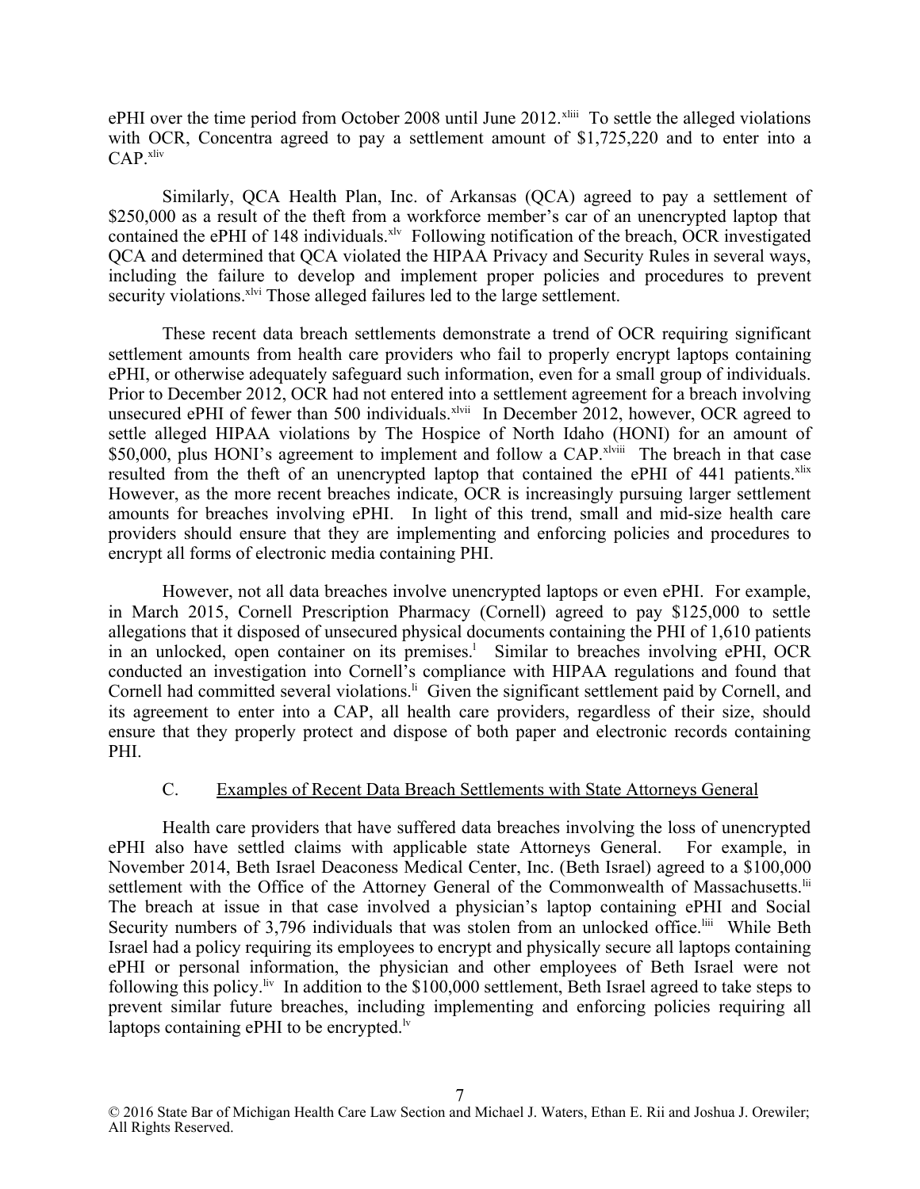ePHI over the time period from October 2008 until June 2012.[xliii] To settle the alleged violations with OCR, Concentra agreed to pay a settlement amount of $1,725,220 and to enter into a CAP.[xliv]

Similarly, QCA Health Plan, Inc. of Arkansas (QCA) agreed to pay a settlement of $250,000 as a result of the theft from a workforce member's car of an unencrypted laptop that contained the ePHI of 148 individuals.[xlv] Following notification of the breach, OCR investigated QCA and determined that QCA violated the HIPAA Privacy and Security Rules in several ways, including the failure to develop and implement proper policies and procedures to prevent security violations.[xlvi] Those alleged failures led to the large settlement.

These recent data breach settlements demonstrate a trend of OCR requiring significant settlement amounts from health care providers who fail to properly encrypt laptops containing ePHI, or otherwise adequately safeguard such information, even for a small group of individuals. Prior to December 2012, OCR had not entered into a settlement agreement for a breach involving unsecured ePHI of fewer than 500 individuals.[xlvii] In December 2012, however, OCR agreed to settle alleged HIPAA violations by The Hospice of North Idaho (HONI) for an amount of $50,000, plus HONI's agreement to implement and follow a CAP.[xlviii] The breach in that case resulted from the theft of an unencrypted laptop that contained the ePHI of 441 patients.[xlix] However, as the more recent breaches indicate, OCR is increasingly pursuing larger settlement amounts for breaches involving ePHI. In light of this trend, small and mid-size health care providers should ensure that they are implementing and enforcing policies and procedures to encrypt all forms of electronic media containing PHI.

However, not all data breaches involve unencrypted laptops or even ePHI. For example, in March 2015, Cornell Prescription Pharmacy (Cornell) agreed to pay $125,000 to settle allegations that it disposed of unsecured physical documents containing the PHI of 1,610 patients in an unlocked, open container on its premises.[l] Similar to breaches involving ePHI, OCR conducted an investigation into Cornell's compliance with HIPAA regulations and found that Cornell had committed several violations.[li] Given the significant settlement paid by Cornell, and its agreement to enter into a CAP, all health care providers, regardless of their size, should ensure that they properly protect and dispose of both paper and electronic records containing PHI.

### C. Examples of Recent Data Breach Settlements with State Attorneys General

Health care providers that have suffered data breaches involving the loss of unencrypted ePHI also have settled claims with applicable state Attorneys General. For example, in November 2014, Beth Israel Deaconess Medical Center, Inc. (Beth Israel) agreed to a $100,000 settlement with the Office of the Attorney General of the Commonwealth of Massachusetts.[lii] The breach at issue in that case involved a physician's laptop containing ePHI and Social Security numbers of 3,796 individuals that was stolen from an unlocked office.[liii] While Beth Israel had a policy requiring its employees to encrypt and physically secure all laptops containing ePHI or personal information, the physician and other employees of Beth Israel were not following this policy.[liv] In addition to the $100,000 settlement, Beth Israel agreed to take steps to prevent similar future breaches, including implementing and enforcing policies requiring all laptops containing ePHI to be encrypted.[lv]

© 2016 State Bar of Michigan Health Care Law Section and Michael J. Waters, Ethan E. Rii and Joshua J. Orewiler; All Rights Reserved.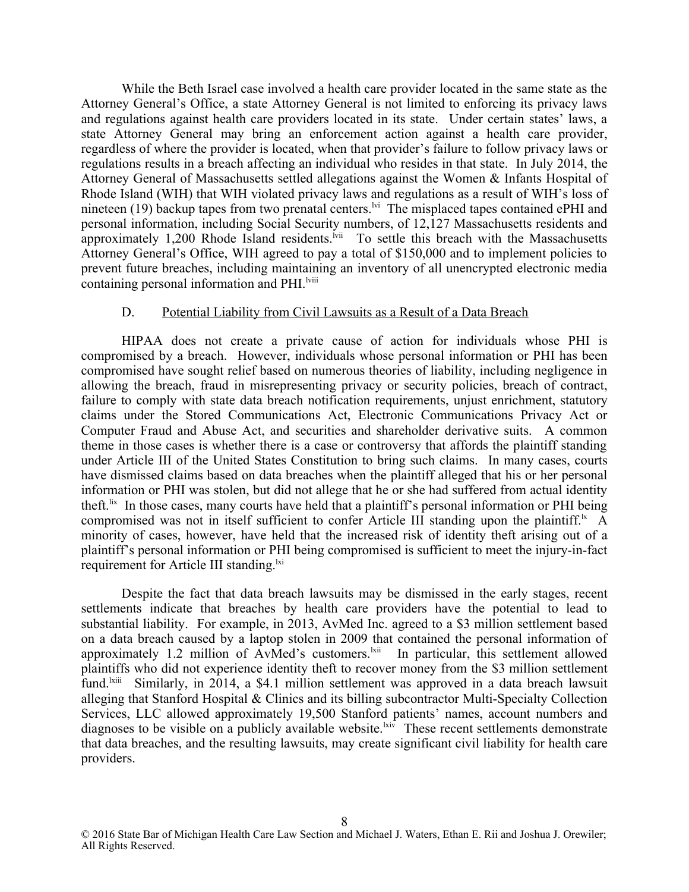While the Beth Israel case involved a health care provider located in the same state as the Attorney General's Office, a state Attorney General is not limited to enforcing its privacy laws and regulations against health care providers located in its state. Under certain states' laws, a state Attorney General may bring an enforcement action against a health care provider, regardless of where the provider is located, when that provider's failure to follow privacy laws or regulations results in a breach affecting an individual who resides in that state. In July 2014, the Attorney General of Massachusetts settled allegations against the Women & Infants Hospital of Rhode Island (WIH) that WIH violated privacy laws and regulations as a result of WIH's loss of nineteen (19) backup tapes from two prenatal centers.[lvi] The misplaced tapes contained ePHI and personal information, including Social Security numbers, of 12,127 Massachusetts residents and approximately 1,200 Rhode Island residents.[lvii] To settle this breach with the Massachusetts Attorney General's Office, WIH agreed to pay a total of $150,000 and to implement policies to prevent future breaches, including maintaining an inventory of all unencrypted electronic media containing personal information and PHI.[lviii]

D. <u>Potential Liability from Civil Lawsuits as a Result of a Data Breach</u>

HIPAA does not create a private cause of action for individuals whose PHI is compromised by a breach. However, individuals whose personal information or PHI has been compromised have sought relief based on numerous theories of liability, including negligence in allowing the breach, fraud in misrepresenting privacy or security policies, breach of contract, failure to comply with state data breach notification requirements, unjust enrichment, statutory claims under the Stored Communications Act, Electronic Communications Privacy Act or Computer Fraud and Abuse Act, and securities and shareholder derivative suits. A common theme in those cases is whether there is a case or controversy that affords the plaintiff standing under Article III of the United States Constitution to bring such claims. In many cases, courts have dismissed claims based on data breaches when the plaintiff alleged that his or her personal information or PHI was stolen, but did not allege that he or she had suffered from actual identity theft.[lix] In those cases, many courts have held that a plaintiff's personal information or PHI being compromised was not in itself sufficient to confer Article III standing upon the plaintiff.[lx] A minority of cases, however, have held that the increased risk of identity theft arising out of a plaintiff's personal information or PHI being compromised is sufficient to meet the injury-in-fact requirement for Article III standing.[lxi]

Despite the fact that data breach lawsuits may be dismissed in the early stages, recent settlements indicate that breaches by health care providers have the potential to lead to substantial liability. For example, in 2013, AvMed Inc. agreed to a $3 million settlement based on a data breach caused by a laptop stolen in 2009 that contained the personal information of approximately 1.2 million of AvMed's customers.[lxii] In particular, this settlement allowed plaintiffs who did not experience identity theft to recover money from the $3 million settlement fund.[lxiii] Similarly, in 2014, a $4.1 million settlement was approved in a data breach lawsuit alleging that Stanford Hospital & Clinics and its billing subcontractor Multi-Specialty Collection Services, LLC allowed approximately 19,500 Stanford patients' names, account numbers and diagnoses to be visible on a publicly available website.[lxiv] These recent settlements demonstrate that data breaches, and the resulting lawsuits, may create significant civil liability for health care providers.

© 2016 State Bar of Michigan Health Care Law Section and Michael J. Waters, Ethan E. Rii and Joshua J. Orewiler; All Rights Reserved.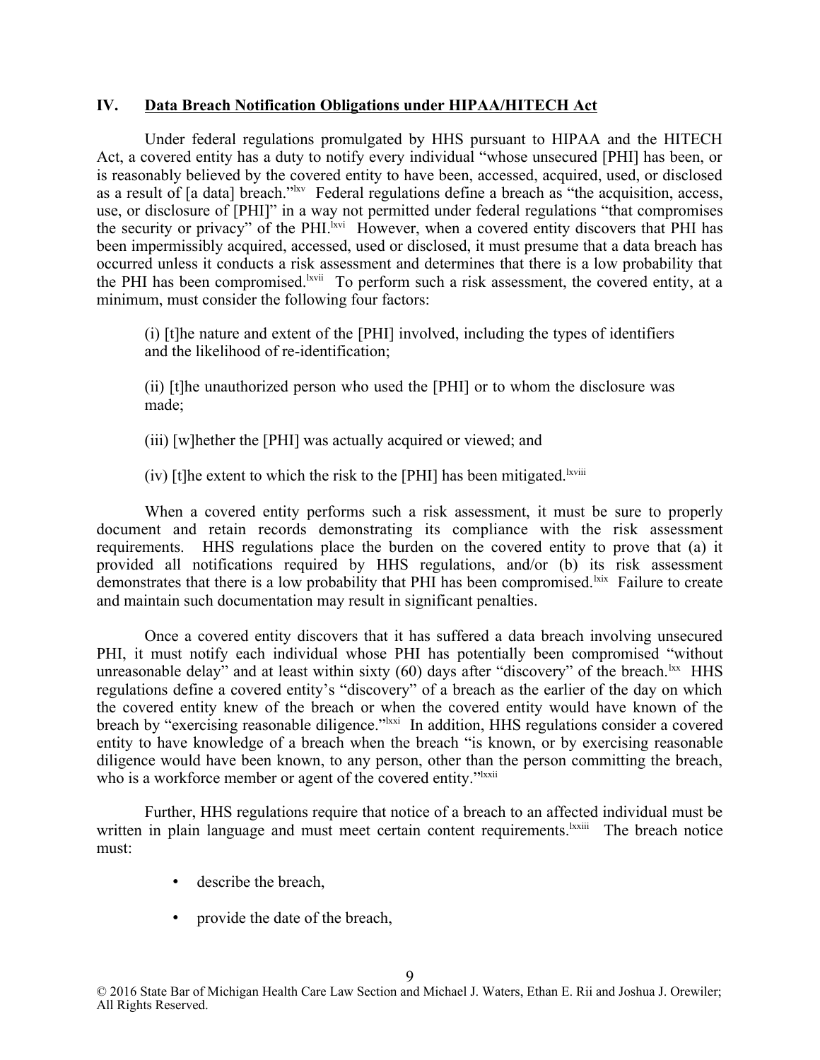## IV. Data Breach Notification Obligations under HIPAA/HITECH Act

Under federal regulations promulgated by HHS pursuant to HIPAA and the HITECH Act, a covered entity has a duty to notify every individual "whose unsecured [PHI] has been, or is reasonably believed by the covered entity to have been, accessed, acquired, used, or disclosed as a result of [a data] breach."[lxv] Federal regulations define a breach as "the acquisition, access, use, or disclosure of [PHI]" in a way not permitted under federal regulations "that compromises the security or privacy" of the PHI.[lxvi] However, when a covered entity discovers that PHI has been impermissibly acquired, accessed, used or disclosed, it must presume that a data breach has occurred unless it conducts a risk assessment and determines that there is a low probability that the PHI has been compromised.[lxvii] To perform such a risk assessment, the covered entity, at a minimum, must consider the following four factors:

(i) [t]he nature and extent of the [PHI] involved, including the types of identifiers and the likelihood of re-identification;

(ii) [t]he unauthorized person who used the [PHI] or to whom the disclosure was made;

(iii) [w]hether the [PHI] was actually acquired or viewed; and

(iv) [t]he extent to which the risk to the [PHI] has been mitigated.[lxviii]

When a covered entity performs such a risk assessment, it must be sure to properly document and retain records demonstrating its compliance with the risk assessment requirements. HHS regulations place the burden on the covered entity to prove that (a) it provided all notifications required by HHS regulations, and/or (b) its risk assessment demonstrates that there is a low probability that PHI has been compromised.[lxix] Failure to create and maintain such documentation may result in significant penalties.

Once a covered entity discovers that it has suffered a data breach involving unsecured PHI, it must notify each individual whose PHI has potentially been compromised "without unreasonable delay" and at least within sixty (60) days after "discovery" of the breach.[lxx] HHS regulations define a covered entity's "discovery" of a breach as the earlier of the day on which the covered entity knew of the breach or when the covered entity would have known of the breach by "exercising reasonable diligence."[lxxi] In addition, HHS regulations consider a covered entity to have knowledge of a breach when the breach "is known, or by exercising reasonable diligence would have been known, to any person, other than the person committing the breach, who is a workforce member or agent of the covered entity."[lxxii]

Further, HHS regulations require that notice of a breach to an affected individual must be written in plain language and must meet certain content requirements.[lxxiii] The breach notice must:

- describe the breach,
- provide the date of the breach,

© 2016 State Bar of Michigan Health Care Law Section and Michael J. Waters, Ethan E. Rii and Joshua J. Orewiler; All Rights Reserved.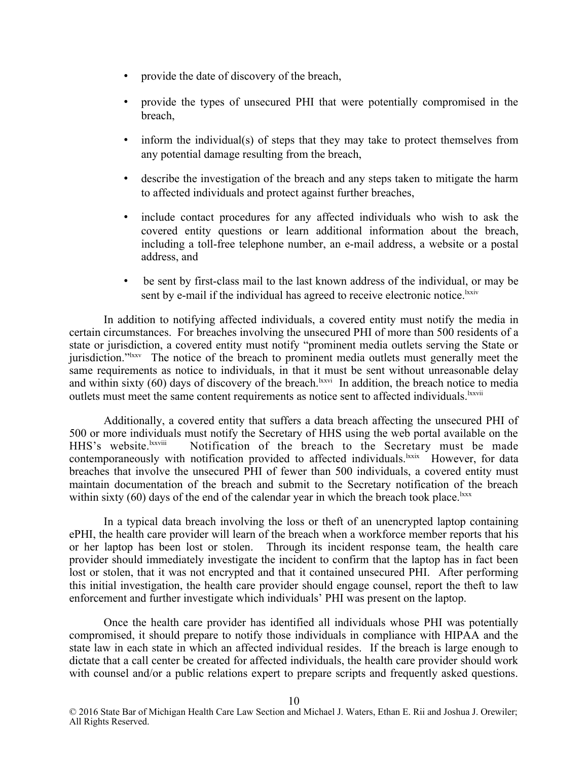- provide the date of discovery of the breach,
- provide the types of unsecured PHI that were potentially compromised in the breach,
- inform the individual(s) of steps that they may take to protect themselves from any potential damage resulting from the breach,
- describe the investigation of the breach and any steps taken to mitigate the harm to affected individuals and protect against further breaches,
- include contact procedures for any affected individuals who wish to ask the covered entity questions or learn additional information about the breach, including a toll-free telephone number, an e-mail address, a website or a postal address, and
- be sent by first-class mail to the last known address of the individual, or may be sent by e-mail if the individual has agreed to receive electronic notice.[lxxiv]

In addition to notifying affected individuals, a covered entity must notify the media in certain circumstances. For breaches involving the unsecured PHI of more than 500 residents of a state or jurisdiction, a covered entity must notify "prominent media outlets serving the State or jurisdiction."[lxxv] The notice of the breach to prominent media outlets must generally meet the same requirements as notice to individuals, in that it must be sent without unreasonable delay and within sixty (60) days of discovery of the breach.[lxxvi] In addition, the breach notice to media outlets must meet the same content requirements as notice sent to affected individuals.[lxxvii]

Additionally, a covered entity that suffers a data breach affecting the unsecured PHI of 500 or more individuals must notify the Secretary of HHS using the web portal available on the HHS's website.[lxxviii] Notification of the breach to the Secretary must be made contemporaneously with notification provided to affected individuals.[lxxix] However, for data breaches that involve the unsecured PHI of fewer than 500 individuals, a covered entity must maintain documentation of the breach and submit to the Secretary notification of the breach within sixty (60) days of the end of the calendar year in which the breach took place.[lxxx]

In a typical data breach involving the loss or theft of an unencrypted laptop containing ePHI, the health care provider will learn of the breach when a workforce member reports that his or her laptop has been lost or stolen. Through its incident response team, the health care provider should immediately investigate the incident to confirm that the laptop has in fact been lost or stolen, that it was not encrypted and that it contained unsecured PHI. After performing this initial investigation, the health care provider should engage counsel, report the theft to law enforcement and further investigate which individuals' PHI was present on the laptop.

Once the health care provider has identified all individuals whose PHI was potentially compromised, it should prepare to notify those individuals in compliance with HIPAA and the state law in each state in which an affected individual resides. If the breach is large enough to dictate that a call center be created for affected individuals, the health care provider should work with counsel and/or a public relations expert to prepare scripts and frequently asked questions.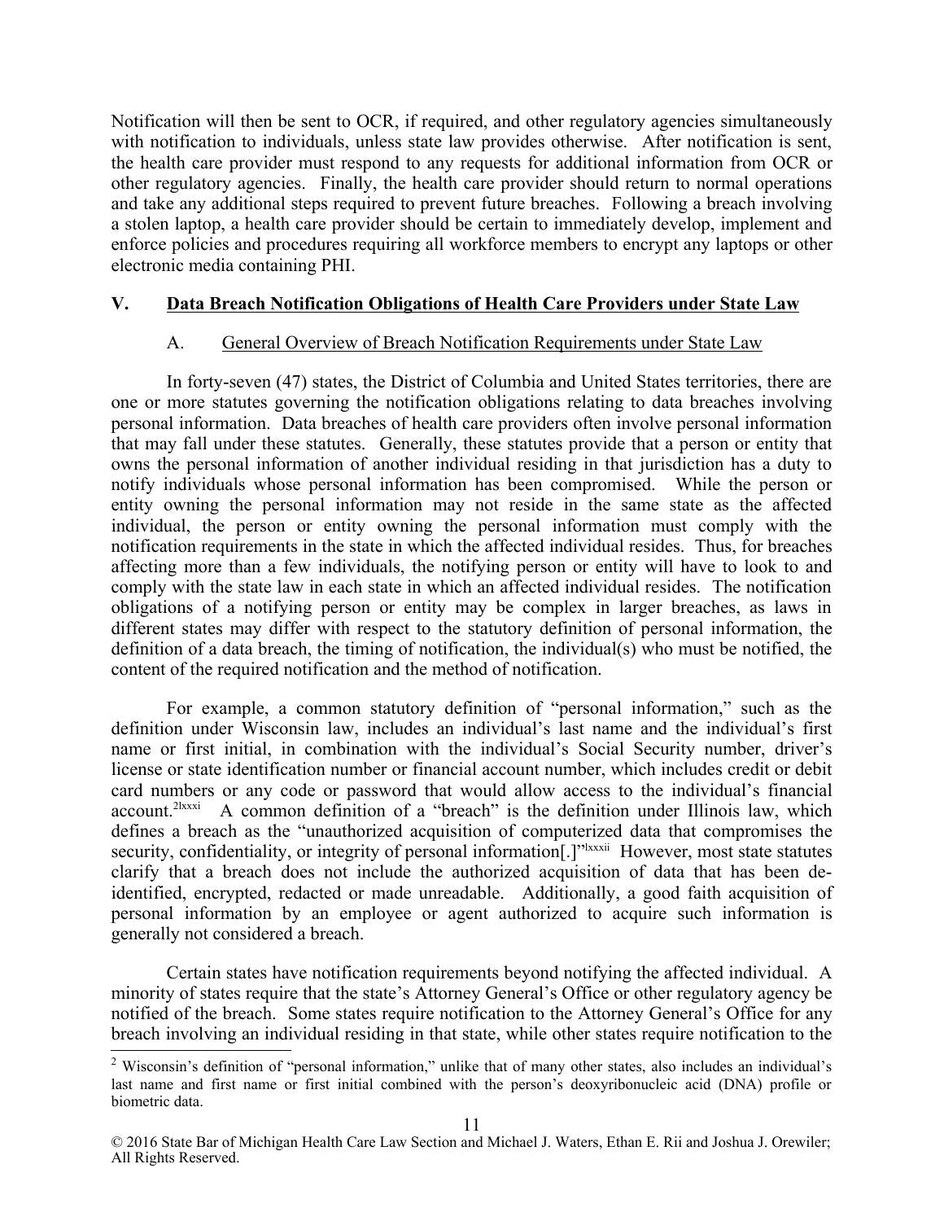Notification will then be sent to OCR, if required, and other regulatory agencies simultaneously with notification to individuals, unless state law provides otherwise. After notification is sent, the health care provider must respond to any requests for additional information from OCR or other regulatory agencies. Finally, the health care provider should return to normal operations and take any additional steps required to prevent future breaches. Following a breach involving a stolen laptop, a health care provider should be certain to immediately develop, implement and enforce policies and procedures requiring all workforce members to encrypt any laptops or other electronic media containing PHI.

## V. Data Breach Notification Obligations of Health Care Providers under State Law

### A. General Overview of Breach Notification Requirements under State Law

In forty-seven (47) states, the District of Columbia and United States territories, there are one or more statutes governing the notification obligations relating to data breaches involving personal information. Data breaches of health care providers often involve personal information that may fall under these statutes. Generally, these statutes provide that a person or entity that owns the personal information of another individual residing in that jurisdiction has a duty to notify individuals whose personal information has been compromised. While the person or entity owning the personal information may not reside in the same state as the affected individual, the person or entity owning the personal information must comply with the notification requirements in the state in which the affected individual resides. Thus, for breaches affecting more than a few individuals, the notifying person or entity will have to look to and comply with the state law in each state in which an affected individual resides. The notification obligations of a notifying person or entity may be complex in larger breaches, as laws in different states may differ with respect to the statutory definition of personal information, the definition of a data breach, the timing of notification, the individual(s) who must be notified, the content of the required notification and the method of notification.

For example, a common statutory definition of "personal information," such as the definition under Wisconsin law, includes an individual's last name and the individual's first name or first initial, in combination with the individual's Social Security number, driver's license or state identification number or financial account number, which includes credit or debit card numbers or any code or password that would allow access to the individual's financial account.[2][lxxxi] A common definition of a "breach" is the definition under Illinois law, which defines a breach as the "unauthorized acquisition of computerized data that compromises the security, confidentiality, or integrity of personal information[.]"[lxxxii] However, most state statutes clarify that a breach does not include the authorized acquisition of data that has been de-identified, encrypted, redacted or made unreadable. Additionally, a good faith acquisition of personal information by an employee or agent authorized to acquire such information is generally not considered a breach.

Certain states have notification requirements beyond notifying the affected individual. A minority of states require that the state's Attorney General's Office or other regulatory agency be notified of the breach. Some states require notification to the Attorney General's Office for any breach involving an individual residing in that state, while other states require notification to the

[2] Wisconsin's definition of "personal information," unlike that of many other states, also includes an individual's last name and first name or first initial combined with the person's deoxyribonucleic acid (DNA) profile or biometric data.

© 2016 State Bar of Michigan Health Care Law Section and Michael J. Waters, Ethan E. Rii and Joshua J. Orewiler; All Rights Reserved.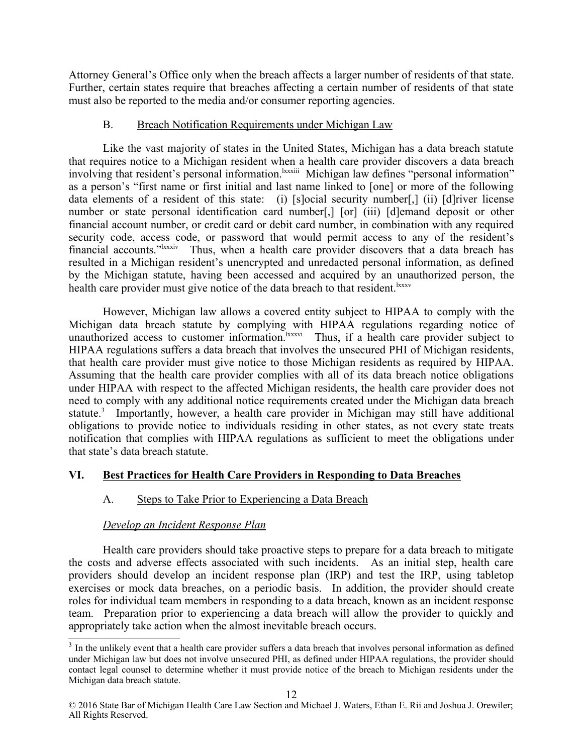Attorney General's Office only when the breach affects a larger number of residents of that state. Further, certain states require that breaches affecting a certain number of residents of that state must also be reported to the media and/or consumer reporting agencies.

### B. Breach Notification Requirements under Michigan Law

Like the vast majority of states in the United States, Michigan has a data breach statute that requires notice to a Michigan resident when a health care provider discovers a data breach involving that resident's personal information.[lxxxiii] Michigan law defines "personal information" as a person's "first name or first initial and last name linked to [one] or more of the following data elements of a resident of this state: (i) [s]ocial security number[,] (ii) [d]river license number or state personal identification card number[,] [or] (iii) [d]emand deposit or other financial account number, or credit card or debit card number, in combination with any required security code, access code, or password that would permit access to any of the resident's financial accounts."[lxxxiv] Thus, when a health care provider discovers that a data breach has resulted in a Michigan resident's unencrypted and unredacted personal information, as defined by the Michigan statute, having been accessed and acquired by an unauthorized person, the health care provider must give notice of the data breach to that resident.[lxxxv]

However, Michigan law allows a covered entity subject to HIPAA to comply with the Michigan data breach statute by complying with HIPAA regulations regarding notice of unauthorized access to customer information.[lxxxvi] Thus, if a health care provider subject to HIPAA regulations suffers a data breach that involves the unsecured PHI of Michigan residents, that health care provider must give notice to those Michigan residents as required by HIPAA. Assuming that the health care provider complies with all of its data breach notice obligations under HIPAA with respect to the affected Michigan residents, the health care provider does not need to comply with any additional notice requirements created under the Michigan data breach statute.[3] Importantly, however, a health care provider in Michigan may still have additional obligations to provide notice to individuals residing in other states, as not every state treats notification that complies with HIPAA regulations as sufficient to meet the obligations under that state's data breach statute.

## VI. Best Practices for Health Care Providers in Responding to Data Breaches

### A. Steps to Take Prior to Experiencing a Data Breach

*Develop an Incident Response Plan*

Health care providers should take proactive steps to prepare for a data breach to mitigate the costs and adverse effects associated with such incidents. As an initial step, health care providers should develop an incident response plan (IRP) and test the IRP, using tabletop exercises or mock data breaches, on a periodic basis. In addition, the provider should create roles for individual team members in responding to a data breach, known as an incident response team. Preparation prior to experiencing a data breach will allow the provider to quickly and appropriately take action when the almost inevitable breach occurs.

[3] In the unlikely event that a health care provider suffers a data breach that involves personal information as defined under Michigan law but does not involve unsecured PHI, as defined under HIPAA regulations, the provider should contact legal counsel to determine whether it must provide notice of the breach to Michigan residents under the Michigan data breach statute.

© 2016 State Bar of Michigan Health Care Law Section and Michael J. Waters, Ethan E. Rii and Joshua J. Orewiler; All Rights Reserved.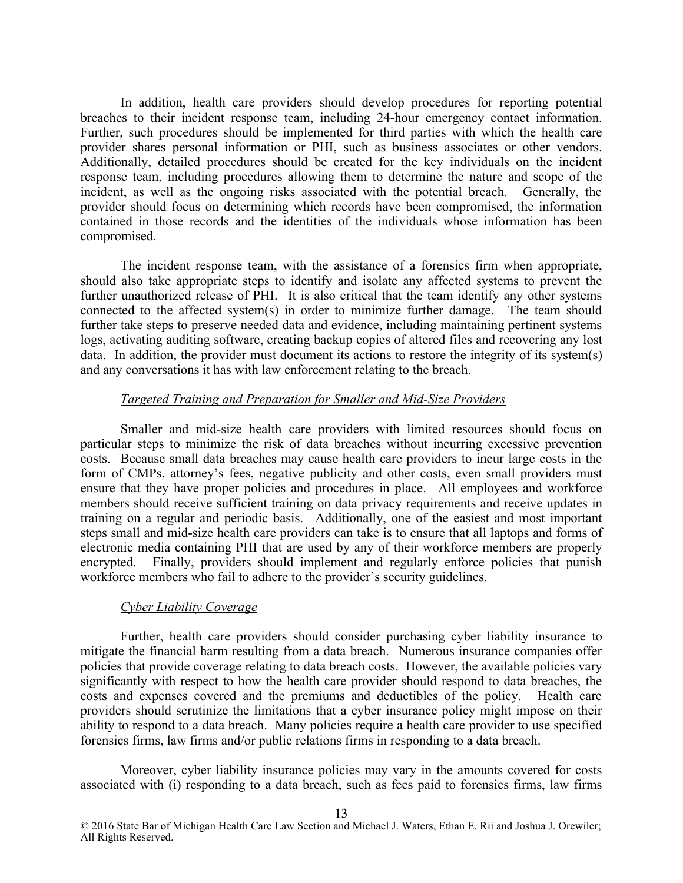In addition, health care providers should develop procedures for reporting potential breaches to their incident response team, including 24-hour emergency contact information. Further, such procedures should be implemented for third parties with which the health care provider shares personal information or PHI, such as business associates or other vendors. Additionally, detailed procedures should be created for the key individuals on the incident response team, including procedures allowing them to determine the nature and scope of the incident, as well as the ongoing risks associated with the potential breach. Generally, the provider should focus on determining which records have been compromised, the information contained in those records and the identities of the individuals whose information has been compromised.

The incident response team, with the assistance of a forensics firm when appropriate, should also take appropriate steps to identify and isolate any affected systems to prevent the further unauthorized release of PHI. It is also critical that the team identify any other systems connected to the affected system(s) in order to minimize further damage. The team should further take steps to preserve needed data and evidence, including maintaining pertinent systems logs, activating auditing software, creating backup copies of altered files and recovering any lost data. In addition, the provider must document its actions to restore the integrity of its system(s) and any conversations it has with law enforcement relating to the breach.

*Targeted Training and Preparation for Smaller and Mid-Size Providers*

Smaller and mid-size health care providers with limited resources should focus on particular steps to minimize the risk of data breaches without incurring excessive prevention costs. Because small data breaches may cause health care providers to incur large costs in the form of CMPs, attorney's fees, negative publicity and other costs, even small providers must ensure that they have proper policies and procedures in place. All employees and workforce members should receive sufficient training on data privacy requirements and receive updates in training on a regular and periodic basis. Additionally, one of the easiest and most important steps small and mid-size health care providers can take is to ensure that all laptops and forms of electronic media containing PHI that are used by any of their workforce members are properly encrypted. Finally, providers should implement and regularly enforce policies that punish workforce members who fail to adhere to the provider's security guidelines.

*Cyber Liability Coverage*

Further, health care providers should consider purchasing cyber liability insurance to mitigate the financial harm resulting from a data breach. Numerous insurance companies offer policies that provide coverage relating to data breach costs. However, the available policies vary significantly with respect to how the health care provider should respond to data breaches, the costs and expenses covered and the premiums and deductibles of the policy. Health care providers should scrutinize the limitations that a cyber insurance policy might impose on their ability to respond to a data breach. Many policies require a health care provider to use specified forensics firms, law firms and/or public relations firms in responding to a data breach.

Moreover, cyber liability insurance policies may vary in the amounts covered for costs associated with (i) responding to a data breach, such as fees paid to forensics firms, law firms

© 2016 State Bar of Michigan Health Care Law Section and Michael J. Waters, Ethan E. Rii and Joshua J. Orewiler; All Rights Reserved.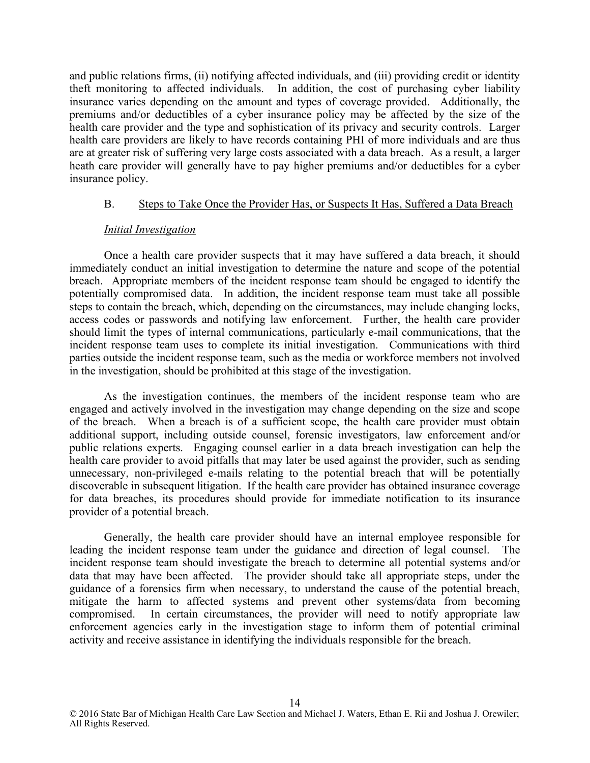and public relations firms, (ii) notifying affected individuals, and (iii) providing credit or identity theft monitoring to affected individuals. In addition, the cost of purchasing cyber liability insurance varies depending on the amount and types of coverage provided. Additionally, the premiums and/or deductibles of a cyber insurance policy may be affected by the size of the health care provider and the type and sophistication of its privacy and security controls. Larger health care providers are likely to have records containing PHI of more individuals and are thus are at greater risk of suffering very large costs associated with a data breach. As a result, a larger heath care provider will generally have to pay higher premiums and/or deductibles for a cyber insurance policy.

### B. Steps to Take Once the Provider Has, or Suspects It Has, Suffered a Data Breach

*Initial Investigation*

Once a health care provider suspects that it may have suffered a data breach, it should immediately conduct an initial investigation to determine the nature and scope of the potential breach. Appropriate members of the incident response team should be engaged to identify the potentially compromised data. In addition, the incident response team must take all possible steps to contain the breach, which, depending on the circumstances, may include changing locks, access codes or passwords and notifying law enforcement. Further, the health care provider should limit the types of internal communications, particularly e-mail communications, that the incident response team uses to complete its initial investigation. Communications with third parties outside the incident response team, such as the media or workforce members not involved in the investigation, should be prohibited at this stage of the investigation.

As the investigation continues, the members of the incident response team who are engaged and actively involved in the investigation may change depending on the size and scope of the breach. When a breach is of a sufficient scope, the health care provider must obtain additional support, including outside counsel, forensic investigators, law enforcement and/or public relations experts. Engaging counsel earlier in a data breach investigation can help the health care provider to avoid pitfalls that may later be used against the provider, such as sending unnecessary, non-privileged e-mails relating to the potential breach that will be potentially discoverable in subsequent litigation. If the health care provider has obtained insurance coverage for data breaches, its procedures should provide for immediate notification to its insurance provider of a potential breach.

Generally, the health care provider should have an internal employee responsible for leading the incident response team under the guidance and direction of legal counsel. The incident response team should investigate the breach to determine all potential systems and/or data that may have been affected. The provider should take all appropriate steps, under the guidance of a forensics firm when necessary, to understand the cause of the potential breach, mitigate the harm to affected systems and prevent other systems/data from becoming compromised. In certain circumstances, the provider will need to notify appropriate law enforcement agencies early in the investigation stage to inform them of potential criminal activity and receive assistance in identifying the individuals responsible for the breach.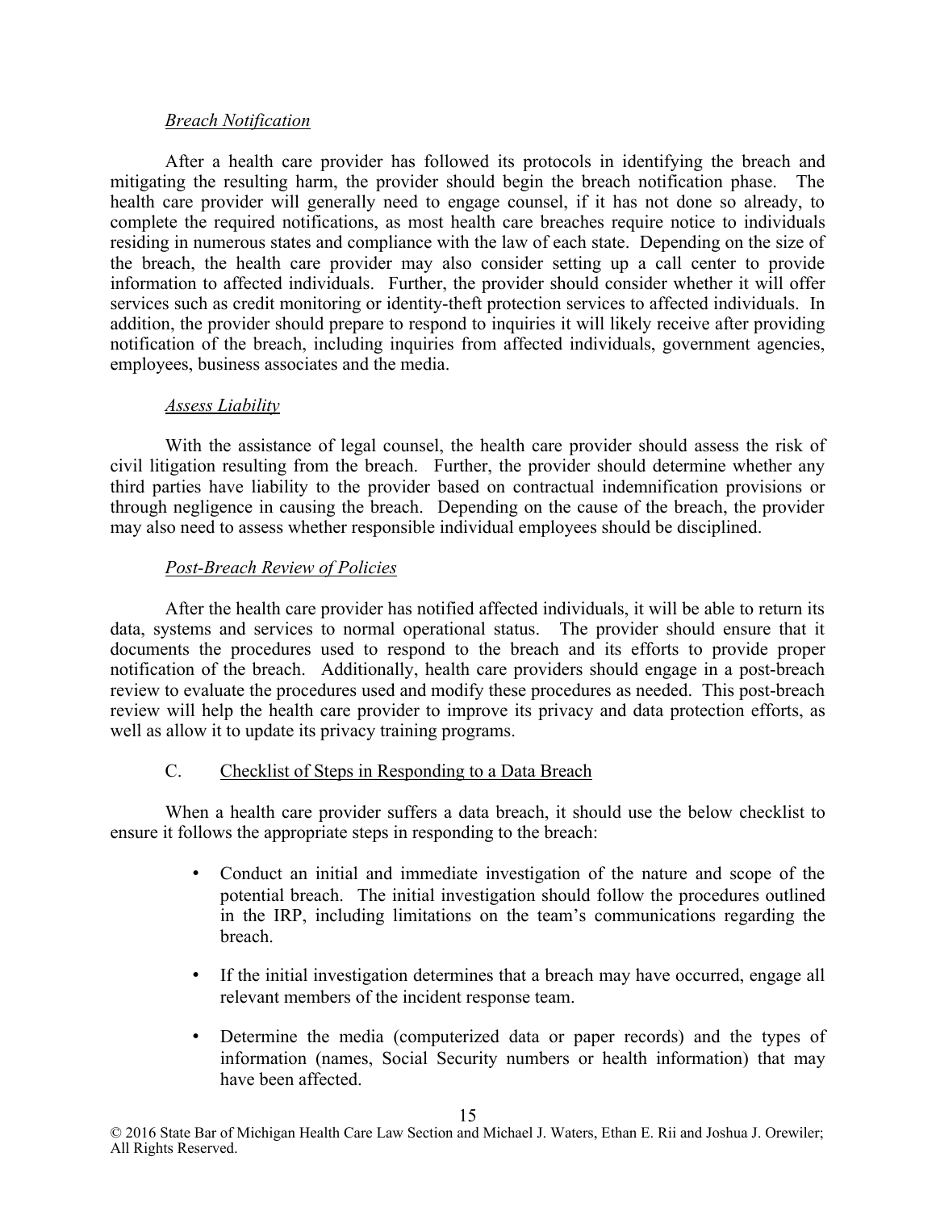*Breach Notification*

After a health care provider has followed its protocols in identifying the breach and mitigating the resulting harm, the provider should begin the breach notification phase. The health care provider will generally need to engage counsel, if it has not done so already, to complete the required notifications, as most health care breaches require notice to individuals residing in numerous states and compliance with the law of each state. Depending on the size of the breach, the health care provider may also consider setting up a call center to provide information to affected individuals. Further, the provider should consider whether it will offer services such as credit monitoring or identity-theft protection services to affected individuals. In addition, the provider should prepare to respond to inquiries it will likely receive after providing notification of the breach, including inquiries from affected individuals, government agencies, employees, business associates and the media.

*Assess Liability*

With the assistance of legal counsel, the health care provider should assess the risk of civil litigation resulting from the breach. Further, the provider should determine whether any third parties have liability to the provider based on contractual indemnification provisions or through negligence in causing the breach. Depending on the cause of the breach, the provider may also need to assess whether responsible individual employees should be disciplined.

*Post-Breach Review of Policies*

After the health care provider has notified affected individuals, it will be able to return its data, systems and services to normal operational status. The provider should ensure that it documents the procedures used to respond to the breach and its efforts to provide proper notification of the breach. Additionally, health care providers should engage in a post-breach review to evaluate the procedures used and modify these procedures as needed. This post-breach review will help the health care provider to improve its privacy and data protection efforts, as well as allow it to update its privacy training programs.

### C. Checklist of Steps in Responding to a Data Breach

When a health care provider suffers a data breach, it should use the below checklist to ensure it follows the appropriate steps in responding to the breach:

- Conduct an initial and immediate investigation of the nature and scope of the potential breach. The initial investigation should follow the procedures outlined in the IRP, including limitations on the team's communications regarding the breach.
- If the initial investigation determines that a breach may have occurred, engage all relevant members of the incident response team.
- Determine the media (computerized data or paper records) and the types of information (names, Social Security numbers or health information) that may have been affected.

© 2016 State Bar of Michigan Health Care Law Section and Michael J. Waters, Ethan E. Rii and Joshua J. Orewiler; All Rights Reserved.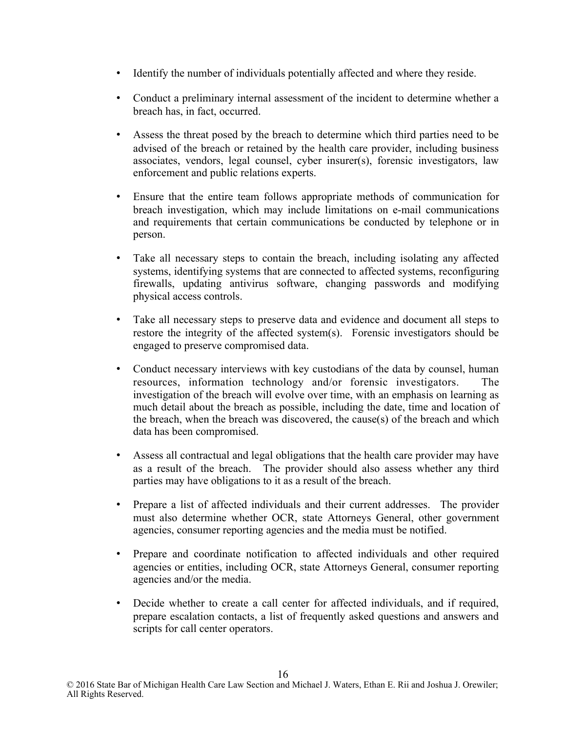- Identify the number of individuals potentially affected and where they reside.
- Conduct a preliminary internal assessment of the incident to determine whether a breach has, in fact, occurred.
- Assess the threat posed by the breach to determine which third parties need to be advised of the breach or retained by the health care provider, including business associates, vendors, legal counsel, cyber insurer(s), forensic investigators, law enforcement and public relations experts.
- Ensure that the entire team follows appropriate methods of communication for breach investigation, which may include limitations on e-mail communications and requirements that certain communications be conducted by telephone or in person.
- Take all necessary steps to contain the breach, including isolating any affected systems, identifying systems that are connected to affected systems, reconfiguring firewalls, updating antivirus software, changing passwords and modifying physical access controls.
- Take all necessary steps to preserve data and evidence and document all steps to restore the integrity of the affected system(s). Forensic investigators should be engaged to preserve compromised data.
- Conduct necessary interviews with key custodians of the data by counsel, human resources, information technology and/or forensic investigators. The investigation of the breach will evolve over time, with an emphasis on learning as much detail about the breach as possible, including the date, time and location of the breach, when the breach was discovered, the cause(s) of the breach and which data has been compromised.
- Assess all contractual and legal obligations that the health care provider may have as a result of the breach. The provider should also assess whether any third parties may have obligations to it as a result of the breach.
- Prepare a list of affected individuals and their current addresses. The provider must also determine whether OCR, state Attorneys General, other government agencies, consumer reporting agencies and the media must be notified.
- Prepare and coordinate notification to affected individuals and other required agencies or entities, including OCR, state Attorneys General, consumer reporting agencies and/or the media.
- Decide whether to create a call center for affected individuals, and if required, prepare escalation contacts, a list of frequently asked questions and answers and scripts for call center operators.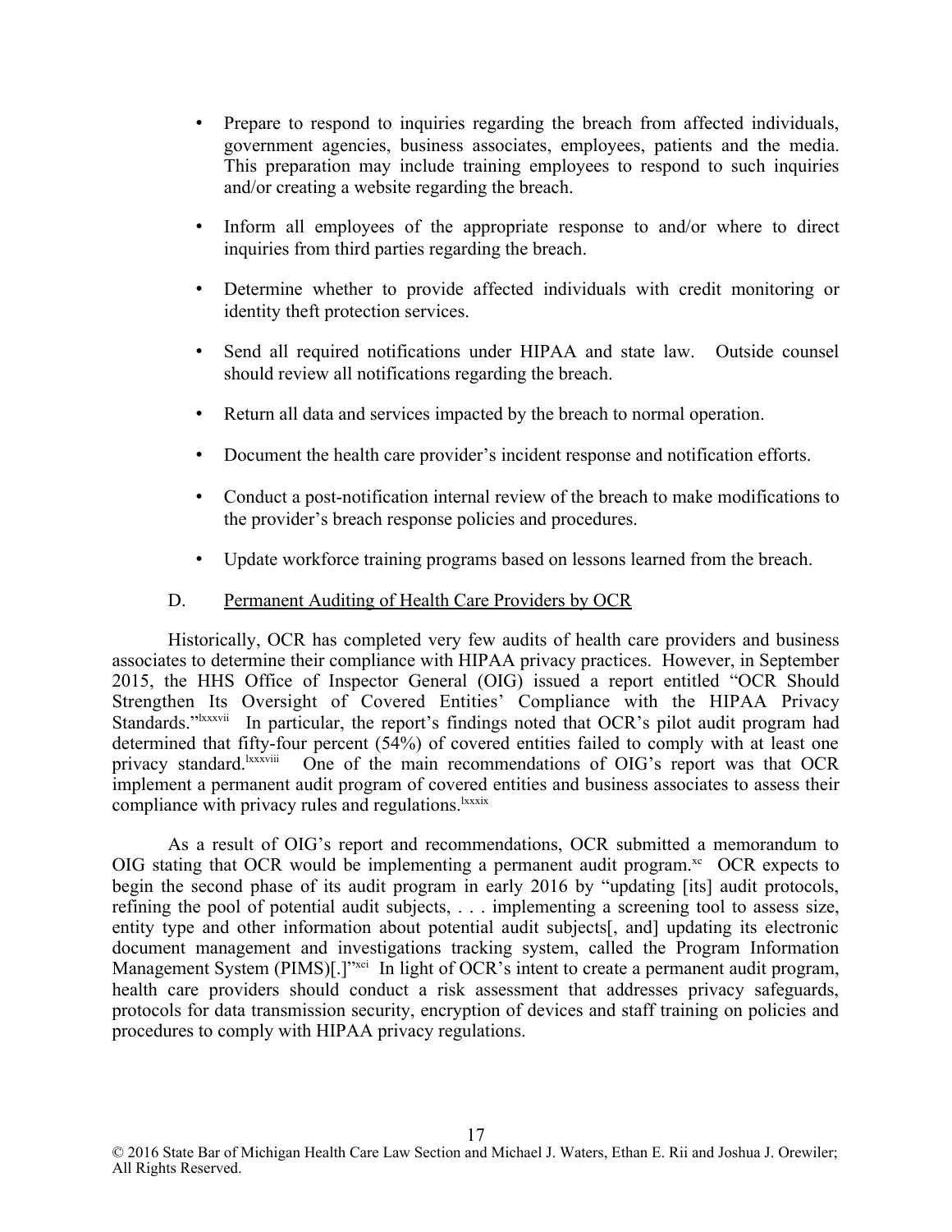- Prepare to respond to inquiries regarding the breach from affected individuals, government agencies, business associates, employees, patients and the media. This preparation may include training employees to respond to such inquiries and/or creating a website regarding the breach.

- Inform all employees of the appropriate response to and/or where to direct inquiries from third parties regarding the breach.

- Determine whether to provide affected individuals with credit monitoring or identity theft protection services.

- Send all required notifications under HIPAA and state law. Outside counsel should review all notifications regarding the breach.

- Return all data and services impacted by the breach to normal operation.

- Document the health care provider's incident response and notification efforts.

- Conduct a post-notification internal review of the breach to make modifications to the provider's breach response policies and procedures.

- Update workforce training programs based on lessons learned from the breach.

D. Permanent Auditing of Health Care Providers by OCR

Historically, OCR has completed very few audits of health care providers and business associates to determine their compliance with HIPAA privacy practices. However, in September 2015, the HHS Office of Inspector General (OIG) issued a report entitled "OCR Should Strengthen Its Oversight of Covered Entities' Compliance with the HIPAA Privacy Standards."[lxxxvii] In particular, the report's findings noted that OCR's pilot audit program had determined that fifty-four percent (54%) of covered entities failed to comply with at least one privacy standard.[lxxxviii] One of the main recommendations of OIG's report was that OCR implement a permanent audit program of covered entities and business associates to assess their compliance with privacy rules and regulations.[lxxxix]

As a result of OIG's report and recommendations, OCR submitted a memorandum to OIG stating that OCR would be implementing a permanent audit program.[xc] OCR expects to begin the second phase of its audit program in early 2016 by "updating [its] audit protocols, refining the pool of potential audit subjects, . . . implementing a screening tool to assess size, entity type and other information about potential audit subjects[, and] updating its electronic document management and investigations tracking system, called the Program Information Management System (PIMS)[.]"[xci] In light of OCR's intent to create a permanent audit program, health care providers should conduct a risk assessment that addresses privacy safeguards, protocols for data transmission security, encryption of devices and staff training on policies and procedures to comply with HIPAA privacy regulations.

© 2016 State Bar of Michigan Health Care Law Section and Michael J. Waters, Ethan E. Rii and Joshua J. Orewiler; All Rights Reserved.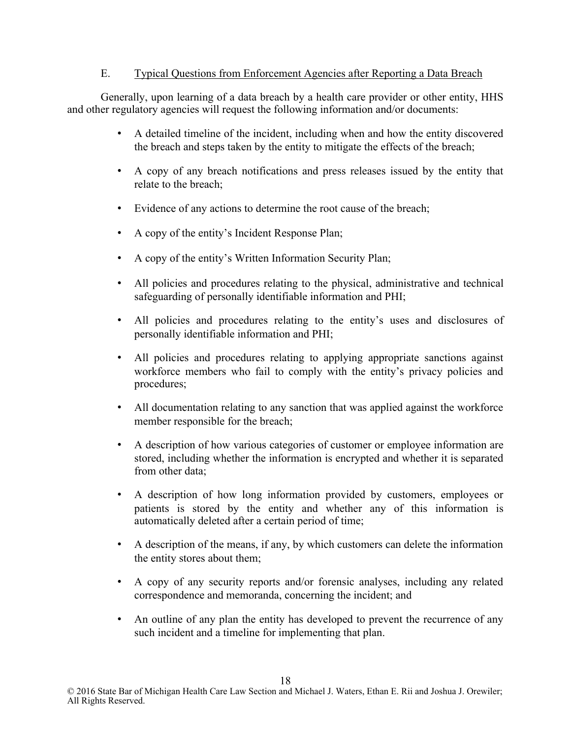### E. Typical Questions from Enforcement Agencies after Reporting a Data Breach

Generally, upon learning of a data breach by a health care provider or other entity, HHS and other regulatory agencies will request the following information and/or documents:

- A detailed timeline of the incident, including when and how the entity discovered the breach and steps taken by the entity to mitigate the effects of the breach;
- A copy of any breach notifications and press releases issued by the entity that relate to the breach;
- Evidence of any actions to determine the root cause of the breach;
- A copy of the entity's Incident Response Plan;
- A copy of the entity's Written Information Security Plan;
- All policies and procedures relating to the physical, administrative and technical safeguarding of personally identifiable information and PHI;
- All policies and procedures relating to the entity's uses and disclosures of personally identifiable information and PHI;
- All policies and procedures relating to applying appropriate sanctions against workforce members who fail to comply with the entity's privacy policies and procedures;
- All documentation relating to any sanction that was applied against the workforce member responsible for the breach;
- A description of how various categories of customer or employee information are stored, including whether the information is encrypted and whether it is separated from other data;
- A description of how long information provided by customers, employees or patients is stored by the entity and whether any of this information is automatically deleted after a certain period of time;
- A description of the means, if any, by which customers can delete the information the entity stores about them;
- A copy of any security reports and/or forensic analyses, including any related correspondence and memoranda, concerning the incident; and
- An outline of any plan the entity has developed to prevent the recurrence of any such incident and a timeline for implementing that plan.

© 2016 State Bar of Michigan Health Care Law Section and Michael J. Waters, Ethan E. Rii and Joshua J. Orewiler; All Rights Reserved.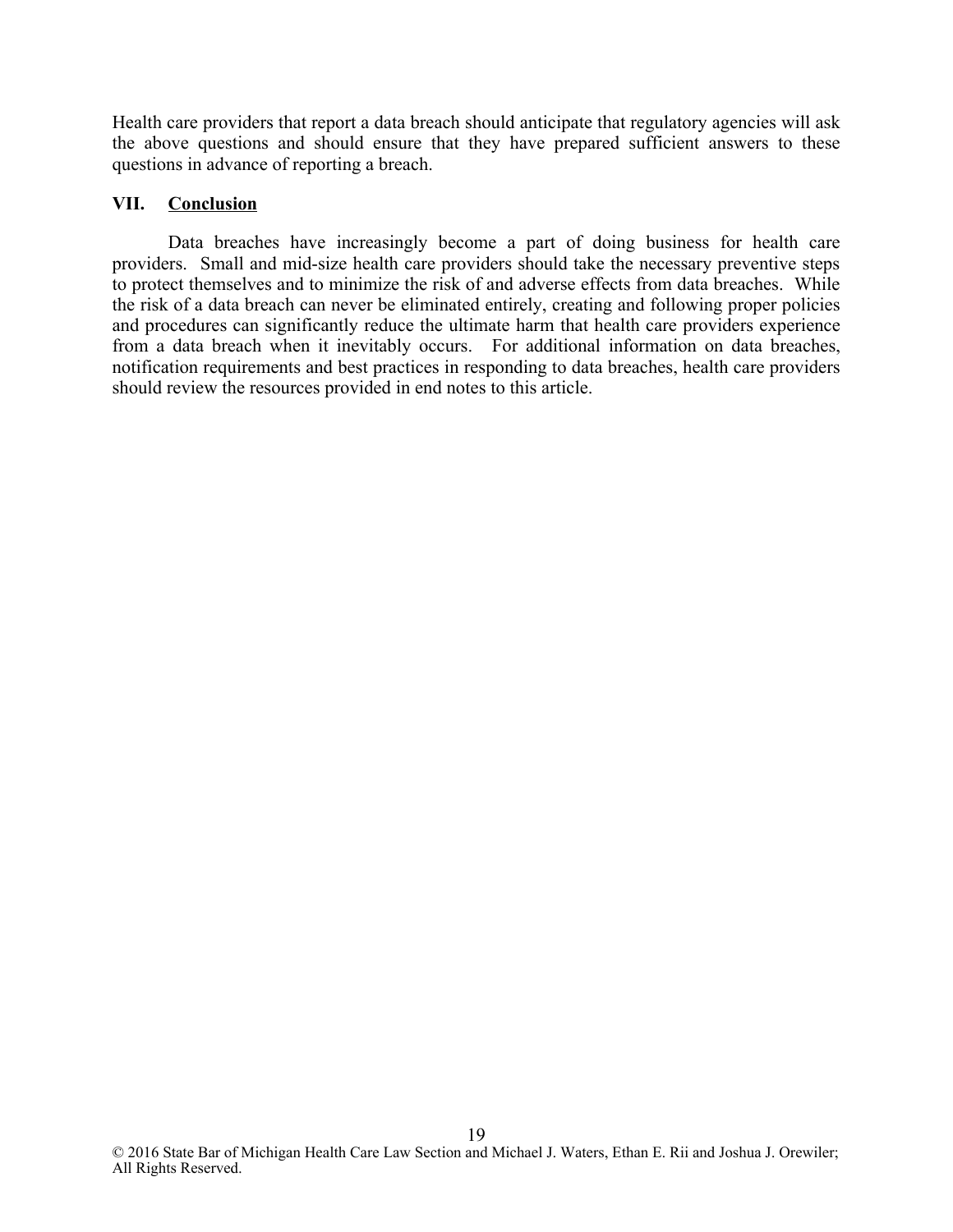Health care providers that report a data breach should anticipate that regulatory agencies will ask the above questions and should ensure that they have prepared sufficient answers to these questions in advance of reporting a breach.

## VII. Conclusion

Data breaches have increasingly become a part of doing business for health care providers. Small and mid-size health care providers should take the necessary preventive steps to protect themselves and to minimize the risk of and adverse effects from data breaches. While the risk of a data breach can never be eliminated entirely, creating and following proper policies and procedures can significantly reduce the ultimate harm that health care providers experience from a data breach when it inevitably occurs. For additional information on data breaches, notification requirements and best practices in responding to data breaches, health care providers should review the resources provided in end notes to this article.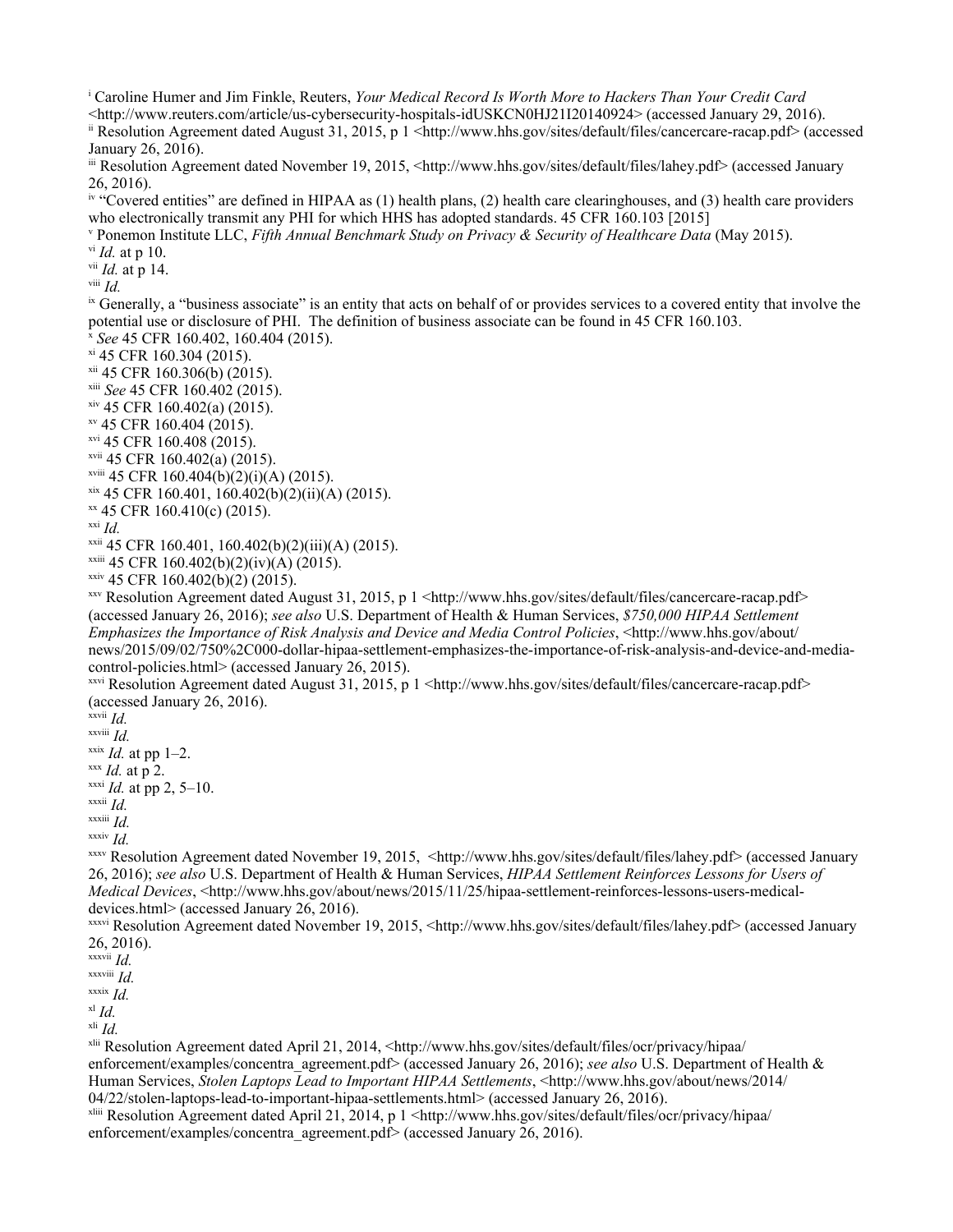[i] Caroline Humer and Jim Finkle, Reuters, *Your Medical Record Is Worth More to Hackers Than Your Credit Card* <http://www.reuters.com/article/us-cybersecurity-hospitals-idUSKCN0HJ21I20140924> (accessed January 29, 2016).

[ii] Resolution Agreement dated August 31, 2015, p 1 <http://www.hhs.gov/sites/default/files/cancercare-racap.pdf> (accessed January 26, 2016).

[iii] Resolution Agreement dated November 19, 2015, <http://www.hhs.gov/sites/default/files/lahey.pdf> (accessed January 26, 2016).

[iv] "Covered entities" are defined in HIPAA as (1) health plans, (2) health care clearinghouses, and (3) health care providers who electronically transmit any PHI for which HHS has adopted standards. 45 CFR 160.103 [2015]

[v] Ponemon Institute LLC, *Fifth Annual Benchmark Study on Privacy & Security of Healthcare Data* (May 2015).

[vi] *Id.* at p 10.

[vii] *Id.* at p 14.

[viii] *Id.*

[ix] Generally, a "business associate" is an entity that acts on behalf of or provides services to a covered entity that involve the potential use or disclosure of PHI. The definition of business associate can be found in 45 CFR 160.103.

[x] *See* 45 CFR 160.402, 160.404 (2015).

[xi] 45 CFR 160.304 (2015).

[xii] 45 CFR 160.306(b) (2015).

[xiii] *See* 45 CFR 160.402 (2015).

[xiv] 45 CFR 160.402(a) (2015).

[xv] 45 CFR 160.404 (2015).

[xvi] 45 CFR 160.408 (2015).

[xvii] 45 CFR 160.402(a) (2015).

[xviii] 45 CFR 160.404(b)(2)(i)(A) (2015).

[xix] 45 CFR 160.401, 160.402(b)(2)(ii)(A) (2015).

[xx] 45 CFR 160.410(c) (2015).

[xxi] *Id.*

[xxii] 45 CFR 160.401, 160.402(b)(2)(iii)(A) (2015).

[xxiii] 45 CFR 160.402(b)(2)(iv)(A) (2015).

[xxiv] 45 CFR 160.402(b)(2) (2015).

[xxv] Resolution Agreement dated August 31, 2015, p 1 <http://www.hhs.gov/sites/default/files/cancercare-racap.pdf> (accessed January 26, 2016); *see also* U.S. Department of Health & Human Services, *$750,000 HIPAA Settlement Emphasizes the Importance of Risk Analysis and Device and Media Control Policies*, <http://www.hhs.gov/about/news/2015/09/02/750%2C000-dollar-hipaa-settlement-emphasizes-the-importance-of-risk-analysis-and-device-and-media-control-policies.html> (accessed January 26, 2015).

[xxvi] Resolution Agreement dated August 31, 2015, p 1 <http://www.hhs.gov/sites/default/files/cancercare-racap.pdf> (accessed January 26, 2016).

[xxvii] *Id.*

[xxviii] *Id.*

[xxix] *Id.* at pp 1–2.

[xxx] *Id.* at p 2.

[xxxi] *Id.* at pp 2, 5–10.

[xxxii] *Id.*

[xxxiii] *Id.*

[xxxiv] *Id.*

[xxxv] Resolution Agreement dated November 19, 2015, <http://www.hhs.gov/sites/default/files/lahey.pdf> (accessed January 26, 2016); *see also* U.S. Department of Health & Human Services, *HIPAA Settlement Reinforces Lessons for Users of Medical Devices*, <http://www.hhs.gov/about/news/2015/11/25/hipaa-settlement-reinforces-lessons-users-medical-devices.html> (accessed January 26, 2016).

[xxxvi] Resolution Agreement dated November 19, 2015, <http://www.hhs.gov/sites/default/files/lahey.pdf> (accessed January 26, 2016).

[xxxvii] *Id.*

[xxxviii] *Id.*

[xxxix] *Id.*

[xl] *Id.*

[xli] *Id.*

[xlii] Resolution Agreement dated April 21, 2014, <http://www.hhs.gov/sites/default/files/ocr/privacy/hipaa/enforcement/examples/concentra_agreement.pdf> (accessed January 26, 2016); *see also* U.S. Department of Health & Human Services, *Stolen Laptops Lead to Important HIPAA Settlements*, <http://www.hhs.gov/about/news/2014/04/22/stolen-laptops-lead-to-important-hipaa-settlements.html> (accessed January 26, 2016).

[xliii] Resolution Agreement dated April 21, 2014, p 1 <http://www.hhs.gov/sites/default/files/ocr/privacy/hipaa/enforcement/examples/concentra_agreement.pdf> (accessed January 26, 2016).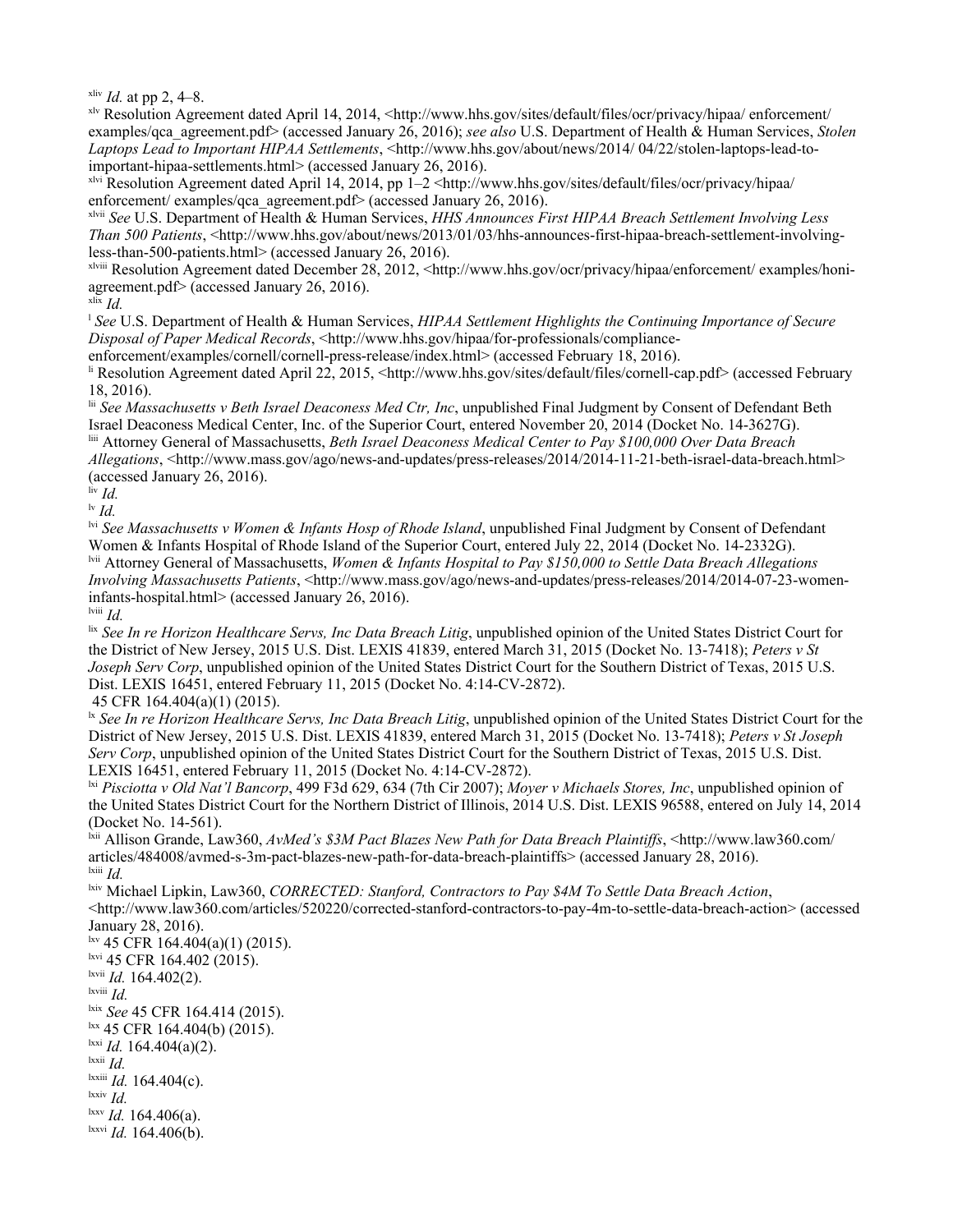[xliv] *Id.* at pp 2, 4–8.

[xlv] Resolution Agreement dated April 14, 2014, <http://www.hhs.gov/sites/default/files/ocr/privacy/hipaa/ enforcement/ examples/qca_agreement.pdf> (accessed January 26, 2016); *see also* U.S. Department of Health & Human Services, *Stolen Laptops Lead to Important HIPAA Settlements*, <http://www.hhs.gov/about/news/2014/ 04/22/stolen-laptops-lead-to-important-hipaa-settlements.html> (accessed January 26, 2016).

[xlvi] Resolution Agreement dated April 14, 2014, pp 1–2 <http://www.hhs.gov/sites/default/files/ocr/privacy/hipaa/ enforcement/ examples/qca_agreement.pdf> (accessed January 26, 2016).

[xlvii] *See* U.S. Department of Health & Human Services, *HHS Announces First HIPAA Breach Settlement Involving Less Than 500 Patients*, <http://www.hhs.gov/about/news/2013/01/03/hhs-announces-first-hipaa-breach-settlement-involving-less-than-500-patients.html> (accessed January 26, 2016).

[xlviii] Resolution Agreement dated December 28, 2012, <http://www.hhs.gov/ocr/privacy/hipaa/enforcement/ examples/honi-agreement.pdf> (accessed January 26, 2016).

[xlix] *Id.*

[l] *See* U.S. Department of Health & Human Services, *HIPAA Settlement Highlights the Continuing Importance of Secure Disposal of Paper Medical Records*, <http://www.hhs.gov/hipaa/for-professionals/compliance-enforcement/examples/cornell/cornell-press-release/index.html> (accessed February 18, 2016).

[li] Resolution Agreement dated April 22, 2015, <http://www.hhs.gov/sites/default/files/cornell-cap.pdf> (accessed February 18, 2016).

[lii] *See Massachusetts v Beth Israel Deaconess Med Ctr, Inc*, unpublished Final Judgment by Consent of Defendant Beth Israel Deaconess Medical Center, Inc. of the Superior Court, entered November 20, 2014 (Docket No. 14-3627G).

[liii] Attorney General of Massachusetts, *Beth Israel Deaconess Medical Center to Pay $100,000 Over Data Breach Allegations*, <http://www.mass.gov/ago/news-and-updates/press-releases/2014/2014-11-21-beth-israel-data-breach.html> (accessed January 26, 2016).

[liv] *Id.*

[lv] *Id.*

[lvi] *See Massachusetts v Women & Infants Hosp of Rhode Island*, unpublished Final Judgment by Consent of Defendant Women & Infants Hospital of Rhode Island of the Superior Court, entered July 22, 2014 (Docket No. 14-2332G).

[lvii] Attorney General of Massachusetts, *Women & Infants Hospital to Pay $150,000 to Settle Data Breach Allegations Involving Massachusetts Patients*, <http://www.mass.gov/ago/news-and-updates/press-releases/2014/2014-07-23-women-infants-hospital.html> (accessed January 26, 2016).

[lviii] *Id.*

[lix] *See In re Horizon Healthcare Servs, Inc Data Breach Litig*, unpublished opinion of the United States District Court for the District of New Jersey, 2015 U.S. Dist. LEXIS 41839, entered March 31, 2015 (Docket No. 13-7418); *Peters v St Joseph Serv Corp*, unpublished opinion of the United States District Court for the Southern District of Texas, 2015 U.S. Dist. LEXIS 16451, entered February 11, 2015 (Docket No. 4:14-CV-2872).

45 CFR 164.404(a)(1) (2015).

[lx] *See In re Horizon Healthcare Servs, Inc Data Breach Litig*, unpublished opinion of the United States District Court for the District of New Jersey, 2015 U.S. Dist. LEXIS 41839, entered March 31, 2015 (Docket No. 13-7418); *Peters v St Joseph Serv Corp*, unpublished opinion of the United States District Court for the Southern District of Texas, 2015 U.S. Dist. LEXIS 16451, entered February 11, 2015 (Docket No. 4:14-CV-2872).

[lxi] *Pisciotta v Old Nat'l Bancorp*, 499 F3d 629, 634 (7th Cir 2007); *Moyer v Michaels Stores, Inc*, unpublished opinion of the United States District Court for the Northern District of Illinois, 2014 U.S. Dist. LEXIS 96588, entered on July 14, 2014 (Docket No. 14-561).

[lxii] Allison Grande, Law360, *AvMed's $3M Pact Blazes New Path for Data Breach Plaintiffs*, <http://www.law360.com/ articles/484008/avmed-s-3m-pact-blazes-new-path-for-data-breach-plaintiffs> (accessed January 28, 2016).

[lxiii] *Id.*

[lxiv] Michael Lipkin, Law360, *CORRECTED: Stanford, Contractors to Pay $4M To Settle Data Breach Action*, <http://www.law360.com/articles/520220/corrected-stanford-contractors-to-pay-4m-to-settle-data-breach-action> (accessed January 28, 2016).

[lxv] 45 CFR 164.404(a)(1) (2015).

[lxvi] 45 CFR 164.402 (2015).

[lxvii] *Id.* 164.402(2).

[lxviii] *Id.*

[lxix] *See* 45 CFR 164.414 (2015).

[lxx] 45 CFR 164.404(b) (2015).

[lxxi] *Id.* 164.404(a)(2).

[lxxii] *Id.*

[lxxiii] *Id.* 164.404(c).

[lxxiv] *Id.*

[lxxv] *Id.* 164.406(a).

[lxxvi] *Id.* 164.406(b).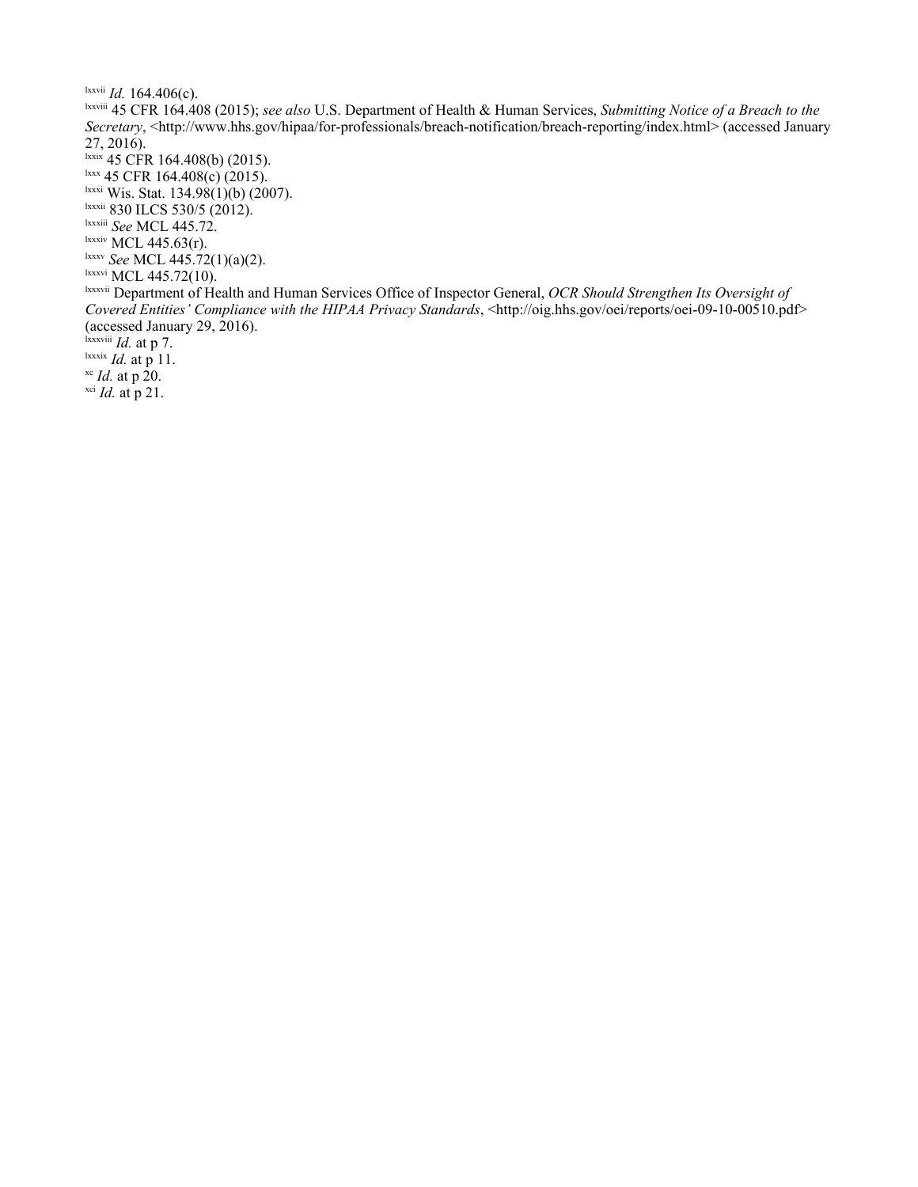[lxxvii] *Id.* 164.406(c).

[lxxviii] 45 CFR 164.408 (2015); *see also* U.S. Department of Health & Human Services, *Submitting Notice of a Breach to the Secretary*, <http://www.hhs.gov/hipaa/for-professionals/breach-notification/breach-reporting/index.html> (accessed January 27, 2016).

[lxxix] 45 CFR 164.408(b) (2015).

[lxxx] 45 CFR 164.408(c) (2015).

[lxxxi] Wis. Stat. 134.98(1)(b) (2007).

[lxxxii] 830 ILCS 530/5 (2012).

[lxxxiii] *See* MCL 445.72.

[lxxxiv] MCL 445.63(r).

[lxxxv] *See* MCL 445.72(1)(a)(2).

[lxxxvi] MCL 445.72(10).

[lxxxvii] Department of Health and Human Services Office of Inspector General, *OCR Should Strengthen Its Oversight of Covered Entities' Compliance with the HIPAA Privacy Standards*, <http://oig.hhs.gov/oei/reports/oei-09-10-00510.pdf> (accessed January 29, 2016).

[lxxxviii] *Id.* at p 7.

[lxxxix] *Id.* at p 11.

[xc] *Id.* at p 20.

[xci] *Id.* at p 21.